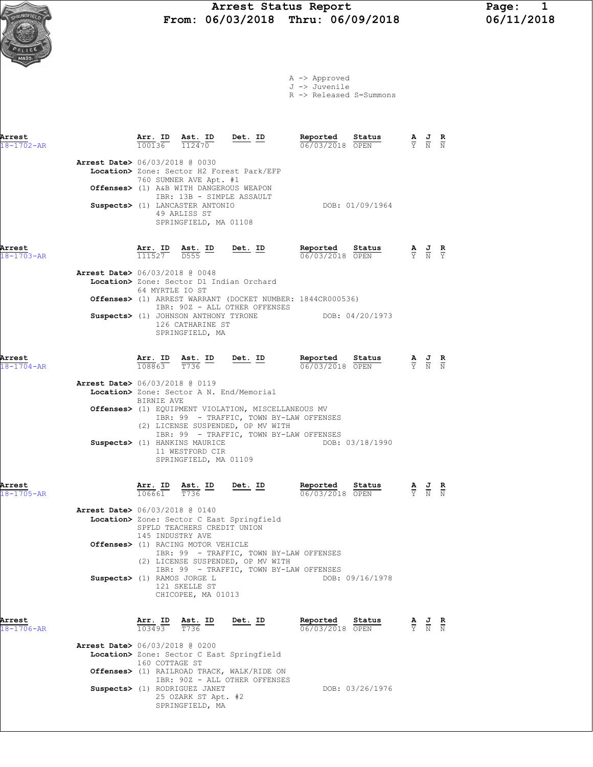# Arrest Status Report

**From: 06/03/2018 Thru: 06/09/2018**

06/11/2018

A -> Approved
J -> Juvenile
R -> Released S=Summons

| Arrest | Arr. ID | Ast. ID | Det. ID | Reported | Status | A | J | R |
|---|---|---|---|---|---|---|---|---|
| 18-1702-AR | 100136 | 112470 | | 06/03/2018 | OPEN | Y | N | N |

**Arrest Date>** 06/03/2018 @ 0030
**Location>** Zone: Sector H2 Forest Park/EFP
760 SUMNER AVE Apt. #1
**Offenses>** (1) A&B WITH DANGEROUS WEAPON
IBR: 13B - SIMPLE ASSAULT
**Suspects>** (1) LANCASTER ANTONIO DOB: 01/09/1964
49 ARLISS ST
SPRINGFIELD, MA 01108

| Arrest | Arr. ID | Ast. ID | Det. ID | Reported | Status | A | J | R |
|---|---|---|---|---|---|---|---|---|
| 18-1703-AR | 111527 | D555 | | 06/03/2018 | OPEN | Y | N | Y |

**Arrest Date>** 06/03/2018 @ 0048
**Location>** Zone: Sector D1 Indian Orchard
64 MYRTLE IO ST
**Offenses>** (1) ARREST WARRANT (DOCKET NUMBER: 1844CR000536)
IBR: 90Z - ALL OTHER OFFENSES
**Suspects>** (1) JOHNSON ANTHONY TYRONE DOB: 04/20/1973
126 CATHARINE ST
SPRINGFIELD, MA

| Arrest | Arr. ID | Ast. ID | Det. ID | Reported | Status | A | J | R |
|---|---|---|---|---|---|---|---|---|
| 18-1704-AR | 108863 | T736 | | 06/03/2018 | OPEN | Y | N | N |

**Arrest Date>** 06/03/2018 @ 0119
**Location>** Zone: Sector A N. End/Memorial
BIRNIE AVE
**Offenses>** (1) EQUIPMENT VIOLATION, MISCELLANEOUS MV
IBR: 99 - TRAFFIC, TOWN BY-LAW OFFENSES
(2) LICENSE SUSPENDED, OP MV WITH
IBR: 99 - TRAFFIC, TOWN BY-LAW OFFENSES
**Suspects>** (1) HANKINS MAURICE DOB: 03/18/1990
11 WESTFORD CIR
SPRINGFIELD, MA 01109

| Arrest | Arr. ID | Ast. ID | Det. ID | Reported | Status | A | J | R |
|---|---|---|---|---|---|---|---|---|
| 18-1705-AR | 106661 | T736 | | 06/03/2018 | OPEN | Y | N | N |

**Arrest Date>** 06/03/2018 @ 0140
**Location>** Zone: Sector C East Springfield
SPFLD TEACHERS CREDIT UNION
145 INDUSTRY AVE
**Offenses>** (1) RACING MOTOR VEHICLE
IBR: 99 - TRAFFIC, TOWN BY-LAW OFFENSES
(2) LICENSE SUSPENDED, OP MV WITH
IBR: 99 - TRAFFIC, TOWN BY-LAW OFFENSES
**Suspects>** (1) RAMOS JORGE L DOB: 09/16/1978
121 SKELLE ST
CHICOPEE, MA 01013

| Arrest | Arr. ID | Ast. ID | Det. ID | Reported | Status | A | J | R |
|---|---|---|---|---|---|---|---|---|
| 18-1706-AR | 103493 | T736 | | 06/03/2018 | OPEN | Y | N | N |

**Arrest Date>** 06/03/2018 @ 0200
**Location>** Zone: Sector C East Springfield
160 COTTAGE ST
**Offenses>** (1) RAILROAD TRACK, WALK/RIDE ON
IBR: 90Z - ALL OTHER OFFENSES
**Suspects>** (1) RODRIGUEZ JANET DOB: 03/26/1976
25 OZARK ST Apt. #2
SPRINGFIELD, MA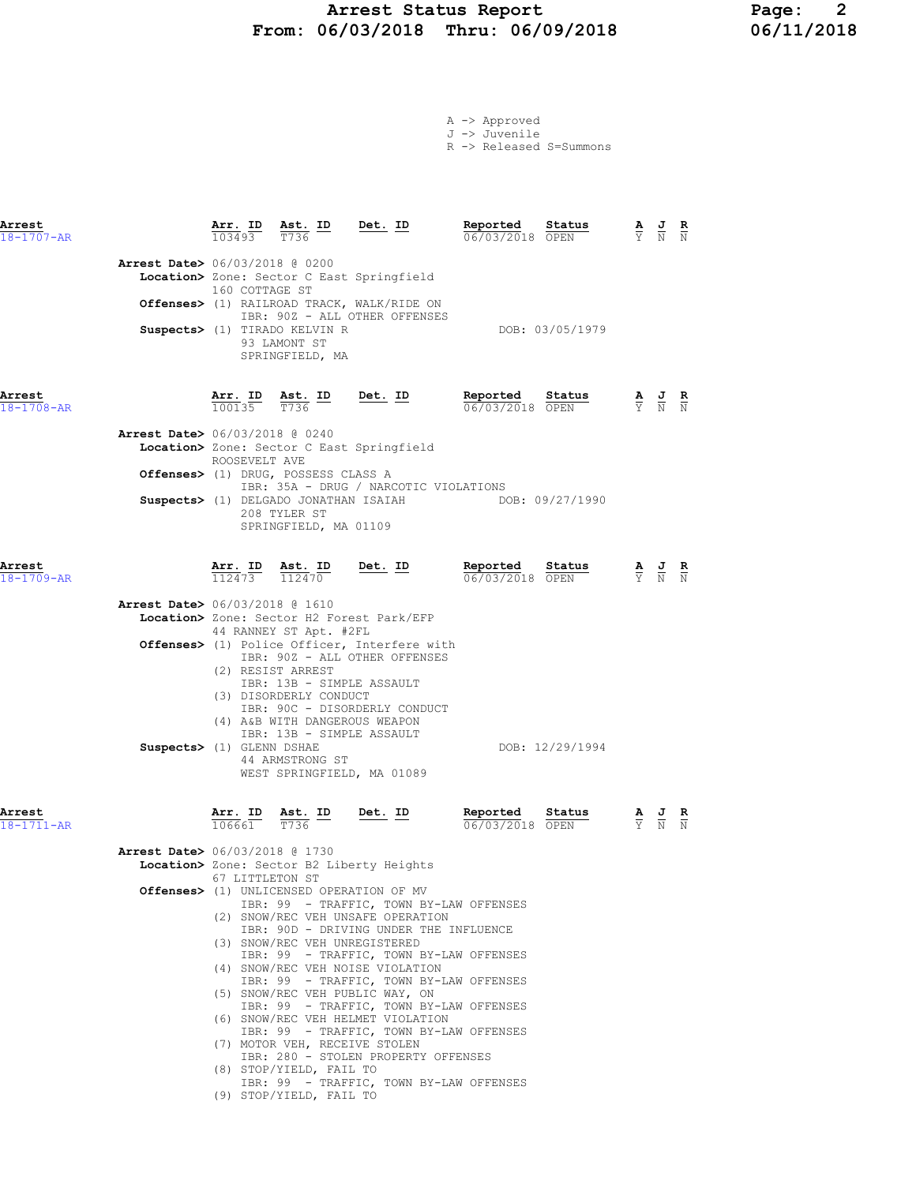# Arrest Status Report
## From: 06/03/2018 Thru: 06/09/2018

A -> Approved
J -> Juvenile
R -> Released S=Summons

| Arrest | Arr. ID | Ast. ID | Det. ID | Reported | Status | A | J | R |
|---|---|---|---|---|---|---|---|---|
| 18-1707-AR | 103493 | T736 | | 06/03/2018 | OPEN | Y | N | N |

**Arrest Date>** 06/03/2018 @ 0200
**Location>** Zone: Sector C East Springfield
160 COTTAGE ST
**Offenses>** (1) RAILROAD TRACK, WALK/RIDE ON
IBR: 90Z - ALL OTHER OFFENSES
**Suspects>** (1) TIRADO KELVIN R DOB: 03/05/1979
93 LAMONT ST
SPRINGFIELD, MA

| Arrest | Arr. ID | Ast. ID | Det. ID | Reported | Status | A | J | R |
|---|---|---|---|---|---|---|---|---|
| 18-1708-AR | 100135 | T736 | | 06/03/2018 | OPEN | Y | N | N |

**Arrest Date>** 06/03/2018 @ 0240
**Location>** Zone: Sector C East Springfield
ROOSEVELT AVE
**Offenses>** (1) DRUG, POSSESS CLASS A
IBR: 35A - DRUG / NARCOTIC VIOLATIONS
**Suspects>** (1) DELGADO JONATHAN ISAIAH DOB: 09/27/1990
208 TYLER ST
SPRINGFIELD, MA 01109

| Arrest | Arr. ID | Ast. ID | Det. ID | Reported | Status | A | J | R |
|---|---|---|---|---|---|---|---|---|
| 18-1709-AR | 112473 | 112470 | | 06/03/2018 | OPEN | Y | N | N |

**Arrest Date>** 06/03/2018 @ 1610
**Location>** Zone: Sector H2 Forest Park/EFP
44 RANNEY ST Apt. #2FL
**Offenses>** (1) Police Officer, Interfere with
IBR: 90Z - ALL OTHER OFFENSES
(2) RESIST ARREST
IBR: 13B - SIMPLE ASSAULT
(3) DISORDERLY CONDUCT
IBR: 90C - DISORDERLY CONDUCT
(4) A&B WITH DANGEROUS WEAPON
IBR: 13B - SIMPLE ASSAULT
**Suspects>** (1) GLENN DSHAE DOB: 12/29/1994
44 ARMSTRONG ST
WEST SPRINGFIELD, MA 01089

| Arrest | Arr. ID | Ast. ID | Det. ID | Reported | Status | A | J | R |
|---|---|---|---|---|---|---|---|---|
| 18-1711-AR | 106661 | T736 | | 06/03/2018 | OPEN | Y | N | N |

**Arrest Date>** 06/03/2018 @ 1730
**Location>** Zone: Sector B2 Liberty Heights
67 LITTLETON ST
**Offenses>** (1) UNLICENSED OPERATION OF MV
IBR: 99 - TRAFFIC, TOWN BY-LAW OFFENSES
(2) SNOW/REC VEH UNSAFE OPERATION
IBR: 90D - DRIVING UNDER THE INFLUENCE
(3) SNOW/REC VEH UNREGISTERED
IBR: 99 - TRAFFIC, TOWN BY-LAW OFFENSES
(4) SNOW/REC VEH NOISE VIOLATION
IBR: 99 - TRAFFIC, TOWN BY-LAW OFFENSES
(5) SNOW/REC VEH PUBLIC WAY, ON
IBR: 99 - TRAFFIC, TOWN BY-LAW OFFENSES
(6) SNOW/REC VEH HELMET VIOLATION
IBR: 99 - TRAFFIC, TOWN BY-LAW OFFENSES
(7) MOTOR VEH, RECEIVE STOLEN
IBR: 280 - STOLEN PROPERTY OFFENSES
(8) STOP/YIELD, FAIL TO
IBR: 99 - TRAFFIC, TOWN BY-LAW OFFENSES
(9) STOP/YIELD, FAIL TO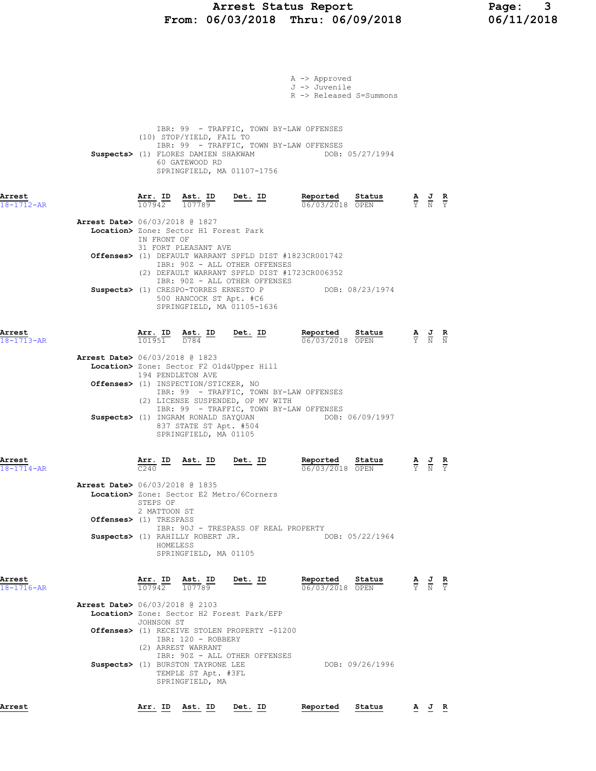A -> Approved
J -> Juvenile
R -> Released S=Summons

IBR: 99 - TRAFFIC, TOWN BY-LAW OFFENSES
(10) STOP/YIELD, FAIL TO
IBR: 99 - TRAFFIC, TOWN BY-LAW OFFENSES
**Suppects>** (1) FLORES DAMIEN SHAKWAM DOB: 05/27/1994
60 GATEWOOD RD
SPRINGFIELD, MA 01107-1756

| Arrest | Arr. ID | Ast. ID | Det. ID | Reported | Status | A | J | R |
|---|---|---|---|---|---|---|---|---|
| 18-1712-AR | 107942 | 107789 | | 06/03/2018 | OPEN | Y | N | Y |

**Arrest Date>** 06/03/2018 @ 1827
**Location>** Zone: Sector H1 Forest Park
IN FRONT OF
31 FORT PLEASANT AVE
**Offenses>** (1) DEFAULT WARRANT SPFLD DIST #1823CR001742
IBR: 90Z - ALL OTHER OFFENSES
(2) DEFAULT WARRANT SPFLD DIST #1723CR006352
IBR: 90Z - ALL OTHER OFFENSES
**Suspects>** (1) CRESPO-TORRES ERNESTO P DOB: 08/23/1974
500 HANCOCK ST Apt. #C6
SPRINGFIELD, MA 01105-1636

| Arrest | Arr. ID | Ast. ID | Det. ID | Reported | Status | A | J | R |
|---|---|---|---|---|---|---|---|---|
| 18-1713-AR | 101951 | D784 | | 06/03/2018 | OPEN | Y | N | N |

**Arrest Date>** 06/03/2018 @ 1823
**Location>** Zone: Sector F2 Old&Upper Hill
194 PENDLETON AVE
**Offenses>** (1) INSPECTION/STICKER, NO
IBR: 99 - TRAFFIC, TOWN BY-LAW OFFENSES
(2) LICENSE SUSPENDED, OP MV WITH
IBR: 99 - TRAFFIC, TOWN BY-LAW OFFENSES
**Suspects>** (1) INGRAM RONALD SAYQUAN DOB: 06/09/1997
837 STATE ST Apt. #504
SPRINGFIELD, MA 01105

| Arrest | Arr. ID | Ast. ID | Det. ID | Reported | Status | A | J | R |
|---|---|---|---|---|---|---|---|---|
| 18-1714-AR | C240 | | | 06/03/2018 | OPEN | Y | N | Y |

**Arrest Date>** 06/03/2018 @ 1835
**Location>** Zone: Sector E2 Metro/6Corners
STEPS OF
2 MATTOON ST
**Offenses>** (1) TRESPASS
IBR: 90J - TRESPASS OF REAL PROPERTY
**Suspects>** (1) RAHILLY ROBERT JR. DOB: 05/22/1964
HOMELESS
SPRINGFIELD, MA 01105

| Arrest | Arr. ID | Ast. ID | Det. ID | Reported | Status | A | J | R |
|---|---|---|---|---|---|---|---|---|
| 18-1716-AR | 107942 | 107789 | | 06/03/2018 | OPEN | Y | N | Y |

**Arrest Date>** 06/03/2018 @ 2103
**Location>** Zone: Sector H2 Forest Park/EFP
JOHNSON ST
**Offenses>** (1) RECEIVE STOLEN PROPERTY -$1200
IBR: 120 - ROBBERY
(2) ARREST WARRANT
IBR: 90Z - ALL OTHER OFFENSES
**Suspects>** (1) BURSTON TAYRONE LEE DOB: 09/26/1996
TEMPLE ST Apt. #3FL
SPRINGFIELD, MA

| Arrest | Arr. ID | Ast. ID | Det. ID | Reported | Status | A | J | R |
|---|---|---|---|---|---|---|---|---|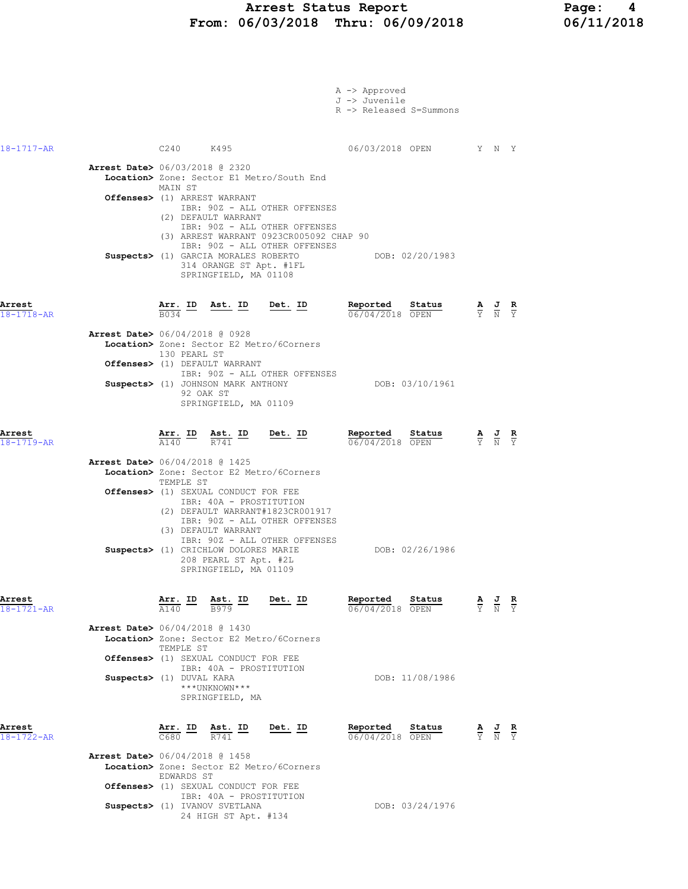# Arrest Status Report
## From: 06/03/2018 Thru: 06/09/2018

A -> Approved
J -> Juvenile
R -> Released S=Summons

| | Arr. ID | Ast. ID | Det. ID | Reported | Status | A | J | R |
|---|---|---|---|---|---|---|---|---|
| 18-1717-AR | C240 | K495 | | 06/03/2018 | OPEN | Y | N | Y |

**Arrest Date>** 06/03/2018 @ 2320
**Location>** Zone: Sector E1 Metro/South End
MAIN ST
**Offenses>** (1) ARREST WARRANT
IBR: 90Z - ALL OTHER OFFENSES
(2) DEFAULT WARRANT
IBR: 90Z - ALL OTHER OFFENSES
(3) ARREST WARRANT 0923CR005092 CHAP 90
IBR: 90Z - ALL OTHER OFFENSES
**Suspects>** (1) GARCIA MORALES ROBERTO DOB: 02/20/1983
314 ORANGE ST Apt. #1FL
SPRINGFIELD, MA 01108

| Arrest | Arr. ID | Ast. ID | Det. ID | Reported | Status | A | J | R |
|---|---|---|---|---|---|---|---|---|
| 18-1718-AR | B034 | | | 06/04/2018 | OPEN | Y | N | Y |

**Arrest Date>** 06/04/2018 @ 0928
**Location>** Zone: Sector E2 Metro/6Corners
130 PEARL ST
**Offenses>** (1) DEFAULT WARRANT
IBR: 90Z - ALL OTHER OFFENSES
**Suspects>** (1) JOHNSON MARK ANTHONY DOB: 03/10/1961
92 OAK ST
SPRINGFIELD, MA 01109

| Arrest | Arr. ID | Ast. ID | Det. ID | Reported | Status | A | J | R |
|---|---|---|---|---|---|---|---|---|
| 18-1719-AR | A140 | R741 | | 06/04/2018 | OPEN | Y | N | Y |

**Arrest Date>** 06/04/2018 @ 1425
**Location>** Zone: Sector E2 Metro/6Corners
TEMPLE ST
**Offenses>** (1) SEXUAL CONDUCT FOR FEE
IBR: 40A - PROSTITUTION
(2) DEFAULT WARRANT#1823CR001917
IBR: 90Z - ALL OTHER OFFENSES
(3) DEFAULT WARRANT
IBR: 90Z - ALL OTHER OFFENSES
**Suspects>** (1) CRICHLOW DOLORES MARIE DOB: 02/26/1986
208 PEARL ST Apt. #2L
SPRINGFIELD, MA 01109

| Arrest | Arr. ID | Ast. ID | Det. ID | Reported | Status | A | J | R |
|---|---|---|---|---|---|---|---|---|
| 18-1721-AR | A140 | B979 | | 06/04/2018 | OPEN | Y | N | Y |

**Arrest Date>** 06/04/2018 @ 1430
**Location>** Zone: Sector E2 Metro/6Corners
TEMPLE ST
**Offenses>** (1) SEXUAL CONDUCT FOR FEE
IBR: 40A - PROSTITUTION
**Suspects>** (1) DUVAL KARA DOB: 11/08/1986
***UNKNOWN***
SPRINGFIELD, MA

| Arrest | Arr. ID | Ast. ID | Det. ID | Reported | Status | A | J | R |
|---|---|---|---|---|---|---|---|---|
| 18-1722-AR | C680 | R741 | | 06/04/2018 | OPEN | Y | N | Y |

**Arrest Date>** 06/04/2018 @ 1458
**Location>** Zone: Sector E2 Metro/6Corners
EDWARDS ST
**Offenses>** (1) SEXUAL CONDUCT FOR FEE
IBR: 40A - PROSTITUTION
**Suspects>** (1) IVANOV SVETLANA DOB: 03/24/1976
24 HIGH ST Apt. #134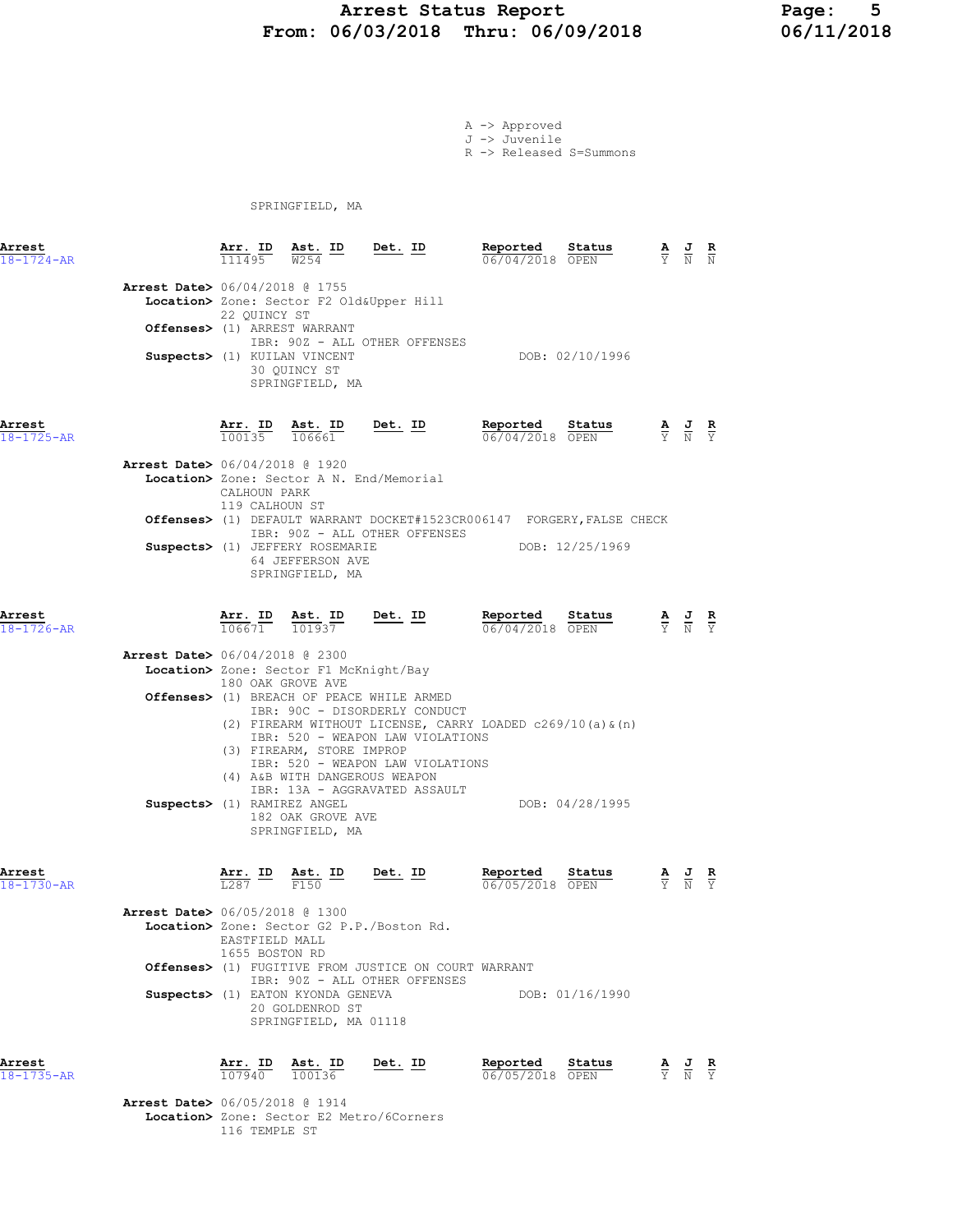# Arrest Status Report
## From: 06/03/2018 Thru: 06/09/2018

A -> Approved
J -> Juvenile
R -> Released S=Summons

SPRINGFIELD, MA

---

**Arrest** 18-1724-AR

| Arr. ID | Ast. ID | Det. ID | Reported | Status | A | J | R |
|---|---|---|---|---|---|---|---|
| 111495 | W254 | | 06/04/2018 | OPEN | Y | N | N |

**Arrest Date>** 06/04/2018 @ 1755
**Location>** Zone: Sector F2 Old&Upper Hill
22 QUINCY ST
**Offenses>** (1) ARREST WARRANT
IBR: 90Z - ALL OTHER OFFENSES
**Suspects>** (1) KUILAN VINCENT — DOB: 02/10/1996
30 QUINCY ST
SPRINGFIELD, MA

---

**Arrest** 18-1725-AR

| Arr. ID | Ast. ID | Det. ID | Reported | Status | A | J | R |
|---|---|---|---|---|---|---|---|
| 100135 | 106661 | | 06/04/2018 | OPEN | Y | N | Y |

**Arrest Date>** 06/04/2018 @ 1920
**Location>** Zone: Sector A N. End/Memorial
CALHOUN PARK
119 CALHOUN ST
**Offenses>** (1) DEFAULT WARRANT DOCKET#1523CR006147 FORGERY,FALSE CHECK
IBR: 90Z - ALL OTHER OFFENSES
**Suspects>** (1) JEFFERY ROSEMARIE — DOB: 12/25/1969
64 JEFFERSON AVE
SPRINGFIELD, MA

---

**Arrest** 18-1726-AR

| Arr. ID | Ast. ID | Det. ID | Reported | Status | A | J | R |
|---|---|---|---|---|---|---|---|
| 106671 | 101937 | | 06/04/2018 | OPEN | Y | N | Y |

**Arrest Date>** 06/04/2018 @ 2300
**Location>** Zone: Sector F1 McKnight/Bay
180 OAK GROVE AVE
**Offenses>** (1) BREACH OF PEACE WHILE ARMED
IBR: 90C - DISORDERLY CONDUCT
(2) FIREARM WITHOUT LICENSE, CARRY LOADED c269/10(a)&(n)
IBR: 520 - WEAPON LAW VIOLATIONS
(3) FIREARM, STORE IMPROP
IBR: 520 - WEAPON LAW VIOLATIONS
(4) A&B WITH DANGEROUS WEAPON
IBR: 13A - AGGRAVATED ASSAULT
**Suspects>** (1) RAMIREZ ANGEL — DOB: 04/28/1995
182 OAK GROVE AVE
SPRINGFIELD, MA

---

**Arrest** 18-1730-AR

| Arr. ID | Ast. ID | Det. ID | Reported | Status | A | J | R |
|---|---|---|---|---|---|---|---|
| L287 | F150 | | 06/05/2018 | OPEN | Y | N | Y |

**Arrest Date>** 06/05/2018 @ 1300
**Location>** Zone: Sector G2 P.P./Boston Rd.
EASTFIELD MALL
1655 BOSTON RD
**Offenses>** (1) FUGITIVE FROM JUSTICE ON COURT WARRANT
IBR: 90Z - ALL OTHER OFFENSES
**Suspects>** (1) EATON KYONDA GENEVA — DOB: 01/16/1990
20 GOLDENROD ST
SPRINGFIELD, MA 01118

---

**Arrest** 18-1735-AR

| Arr. ID | Ast. ID | Det. ID | Reported | Status | A | J | R |
|---|---|---|---|---|---|---|---|
| 107940 | 100136 | | 06/05/2018 | OPEN | Y | N | Y |

**Arrest Date>** 06/05/2018 @ 1914
**Location>** Zone: Sector E2 Metro/6Corners
116 TEMPLE ST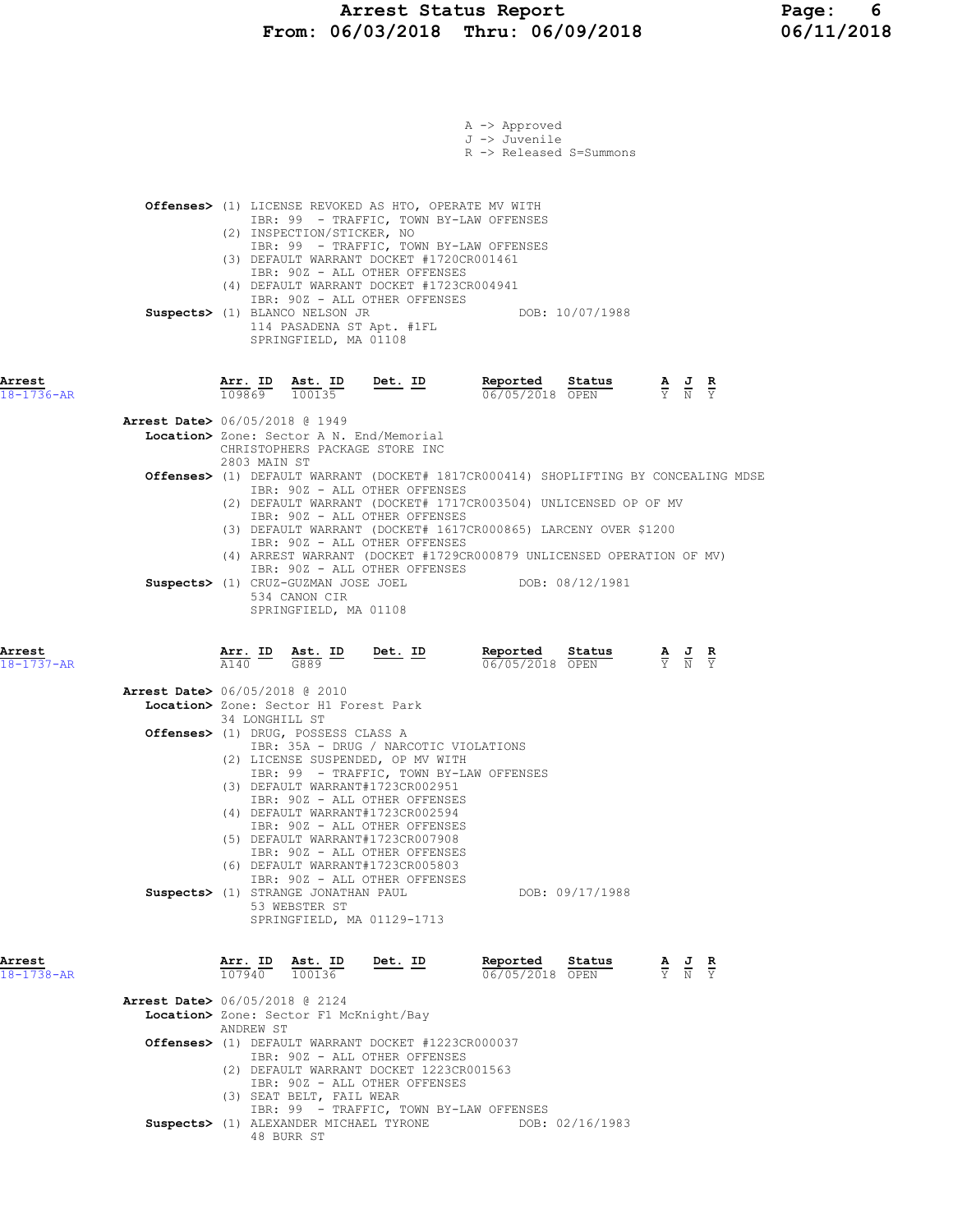A -> Approved
J -> Juvenile
R -> Released S=Summons

**Offenses>** (1) LICENSE REVOKED AS HTO, OPERATE MV WITH
IBR: 99 - TRAFFIC, TOWN BY-LAW OFFENSES
(2) INSPECTION/STICKER, NO
IBR: 99 - TRAFFIC, TOWN BY-LAW OFFENSES
(3) DEFAULT WARRANT DOCKET #1720CR001461
IBR: 90Z - ALL OTHER OFFENSES
(4) DEFAULT WARRANT DOCKET #1723CR004941
IBR: 90Z - ALL OTHER OFFENSES

**Suspects>** (1) BLANCO NELSON JR DOB: 10/07/1988
114 PASADENA ST Apt. #1FL
SPRINGFIELD, MA 01108

## Arrest 18-1736-AR

| Arr. ID | Ast. ID | Det. ID | Reported | Status | A | J | R |
|---|---|---|---|---|---|---|---|
| 109869 | 100135 | | 06/05/2018 | OPEN | Y | N | Y |

**Arrest Date>** 06/05/2018 @ 1949
**Location>** Zone: Sector A N. End/Memorial
CHRISTOPHERS PACKAGE STORE INC
2803 MAIN ST

**Offenses>** (1) DEFAULT WARRANT (DOCKET# 1817CR000414) SHOPLIFTING BY CONCEALING MDSE
IBR: 90Z - ALL OTHER OFFENSES
(2) DEFAULT WARRANT (DOCKET# 1717CR003504) UNLICENSED OP OF MV
IBR: 90Z - ALL OTHER OFFENSES
(3) DEFAULT WARRANT (DOCKET# 1617CR000865) LARCENY OVER $1200
IBR: 90Z - ALL OTHER OFFENSES
(4) ARREST WARRANT (DOCKET #1729CR000879 UNLICENSED OPERATION OF MV)
IBR: 90Z - ALL OTHER OFFENSES

**Suspects>** (1) CRUZ-GUZMAN JOSE JOEL DOB: 08/12/1981
534 CANON CIR
SPRINGFIELD, MA 01108

## Arrest 18-1737-AR

| Arr. ID | Ast. ID | Det. ID | Reported | Status | A | J | R |
|---|---|---|---|---|---|---|---|
| A140 | G889 | | 06/05/2018 | OPEN | Y | N | Y |

**Arrest Date>** 06/05/2018 @ 2010
**Location>** Zone: Sector H1 Forest Park
34 LONGHILL ST

**Offenses>** (1) DRUG, POSSESS CLASS A
IBR: 35A - DRUG / NARCOTIC VIOLATIONS
(2) LICENSE SUSPENDED, OP MV WITH
IBR: 99 - TRAFFIC, TOWN BY-LAW OFFENSES
(3) DEFAULT WARRANT#1723CR002951
IBR: 90Z - ALL OTHER OFFENSES
(4) DEFAULT WARRANT#1723CR002594
IBR: 90Z - ALL OTHER OFFENSES
(5) DEFAULT WARRANT#1723CR007908
IBR: 90Z - ALL OTHER OFFENSES
(6) DEFAULT WARRANT#1723CR005803
IBR: 90Z - ALL OTHER OFFENSES

**Suspects>** (1) STRANGE JONATHAN PAUL DOB: 09/17/1988
53 WEBSTER ST
SPRINGFIELD, MA 01129-1713

## Arrest 18-1738-AR

| Arr. ID | Ast. ID | Det. ID | Reported | Status | A | J | R |
|---|---|---|---|---|---|---|---|
| 107940 | 100136 | | 06/05/2018 | OPEN | Y | N | Y |

**Arrest Date>** 06/05/2018 @ 2124
**Location>** Zone: Sector F1 McKnight/Bay
ANDREW ST

**Offenses>** (1) DEFAULT WARRANT DOCKET #1223CR000037
IBR: 90Z - ALL OTHER OFFENSES
(2) DEFAULT WARRANT DOCKET 1223CR001563
IBR: 90Z - ALL OTHER OFFENSES
(3) SEAT BELT, FAIL WEAR
IBR: 99 - TRAFFIC, TOWN BY-LAW OFFENSES

**Suspects>** (1) ALEXANDER MICHAEL TYRONE DOB: 02/16/1983
48 BURR ST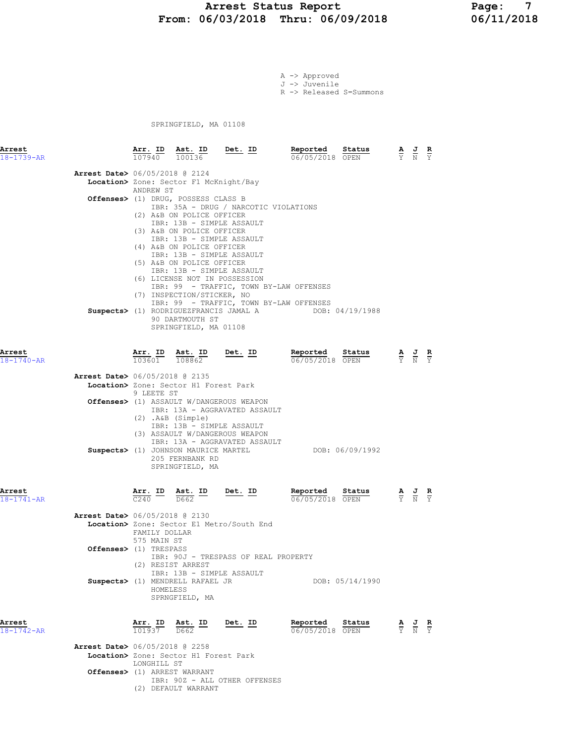A -> Approved
J -> Juvenile
R -> Released S=Summons

SPRINGFIELD, MA 01108

| Arrest | Arr. ID | Ast. ID | Det. ID | Reported | Status | A | J | R |
|---|---|---|---|---|---|---|---|---|
| 18-1739-AR | 107940 | 100136 | | 06/05/2018 | OPEN | Y | N | Y |

**Arrest Date>** 06/05/2018 @ 2124
**Location>** Zone: Sector F1 McKnight/Bay
ANDREW ST
**Offenses>**
(1) DRUG, POSSESS CLASS B
IBR: 35A - DRUG / NARCOTIC VIOLATIONS
(2) A&B ON POLICE OFFICER
IBR: 13B - SIMPLE ASSAULT
(3) A&B ON POLICE OFFICER
IBR: 13B - SIMPLE ASSAULT
(4) A&B ON POLICE OFFICER
IBR: 13B - SIMPLE ASSAULT
(5) A&B ON POLICE OFFICER
IBR: 13B - SIMPLE ASSAULT
(6) LICENSE NOT IN POSSESSION
IBR: 99 - TRAFFIC, TOWN BY-LAW OFFENSES
(7) INSPECTION/STICKER, NO
IBR: 99 - TRAFFIC, TOWN BY-LAW OFFENSES
**Suspects>** (1) RODRIGUEZFRANCIS JAMAL A DOB: 04/19/1988
90 DARTMOUTH ST
SPRINGFIELD, MA 01108

| Arrest | Arr. ID | Ast. ID | Det. ID | Reported | Status | A | J | R |
|---|---|---|---|---|---|---|---|---|
| 18-1740-AR | 103601 | 108862 | | 06/05/2018 | OPEN | Y | N | Y |

**Arrest Date>** 06/05/2018 @ 2135
**Location>** Zone: Sector H1 Forest Park
9 LEETE ST
**Offenses>**
(1) ASSAULT W/DANGEROUS WEAPON
IBR: 13A - AGGRAVATED ASSAULT
(2) .A&B (Simple)
IBR: 13B - SIMPLE ASSAULT
(3) ASSAULT W/DANGEROUS WEAPON
IBR: 13A - AGGRAVATED ASSAULT
**Suspects>** (1) JOHNSON MAURICE MARTEL DOB: 06/09/1992
205 FERNBANK RD
SPRINGFIELD, MA

| Arrest | Arr. ID | Ast. ID | Det. ID | Reported | Status | A | J | R |
|---|---|---|---|---|---|---|---|---|
| 18-1741-AR | C240 | D662 | | 06/05/2018 | OPEN | Y | N | Y |

**Arrest Date>** 06/05/2018 @ 2130
**Location>** Zone: Sector E1 Metro/South End
FAMILY DOLLAR
575 MAIN ST
**Offenses>**
(1) TRESPASS
IBR: 90J - TRESPASS OF REAL PROPERTY
(2) RESIST ARREST
IBR: 13B - SIMPLE ASSAULT
**Suspects>** (1) MENDRELL RAFAEL JR DOB: 05/14/1990
HOMELESS
SPRNGFIELD, MA

| Arrest | Arr. ID | Ast. ID | Det. ID | Reported | Status | A | J | R |
|---|---|---|---|---|---|---|---|---|
| 18-1742-AR | 101937 | D662 | | 06/05/2018 | OPEN | Y | N | Y |

**Arrest Date>** 06/05/2018 @ 2258
**Location>** Zone: Sector H1 Forest Park
LONGHILL ST
**Offenses>**
(1) ARREST WARRANT
IBR: 90Z - ALL OTHER OFFENSES
(2) DEFAULT WARRANT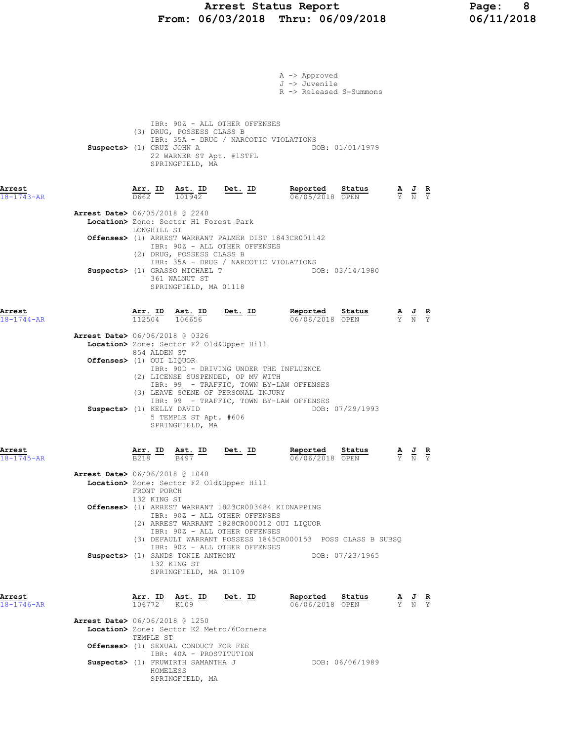A -> Approved
J -> Juvenile
R -> Released S=Summons

IBR: 90Z - ALL OTHER OFFENSES
(3) DRUG, POSSESS CLASS B
IBR: 35A - DRUG / NARCOTIC VIOLATIONS

**Suspects>** (1) CRUZ JOHN A DOB: 01/01/1979
22 WARNER ST Apt. #1STFL
SPRINGFIELD, MA

---

**Arrest** 18-1743-AR

| Arr. ID | Ast. ID | Det. ID | Reported | Status | A | J | R |
|---|---|---|---|---|---|---|---|
| D662 | 101942 | | 06/05/2018 | OPEN | Y | N | Y |

**Arrest Date>** 06/05/2018 @ 2240
**Location>** Zone: Sector H1 Forest Park
LONGHILL ST
**Offenses>** (1) ARREST WARRANT PALMER DIST 1843CR001142
IBR: 90Z - ALL OTHER OFFENSES
(2) DRUG, POSSESS CLASS B
IBR: 35A - DRUG / NARCOTIC VIOLATIONS
**Suspects>** (1) GRASSO MICHAEL T DOB: 03/14/1980
361 WALNUT ST
SPRINGFIELD, MA 01118

---

**Arrest** 18-1744-AR

| Arr. ID | Ast. ID | Det. ID | Reported | Status | A | J | R |
|---|---|---|---|---|---|---|---|
| 112504 | 106656 | | 06/06/2018 | OPEN | Y | N | Y |

**Arrest Date>** 06/06/2018 @ 0326
**Location>** Zone: Sector F2 Old&Upper Hill
854 ALDEN ST
**Offenses>** (1) OUI LIQUOR
IBR: 90D - DRIVING UNDER THE INFLUENCE
(2) LICENSE SUSPENDED, OP MV WITH
IBR: 99 - TRAFFIC, TOWN BY-LAW OFFENSES
(3) LEAVE SCENE OF PERSONAL INJURY
IBR: 99 - TRAFFIC, TOWN BY-LAW OFFENSES
**Suspects>** (1) KELLY DAVID DOB: 07/29/1993
5 TEMPLE ST Apt. #606
SPRINGFIELD, MA

---

**Arrest** 18-1745-AR

| Arr. ID | Ast. ID | Det. ID | Reported | Status | A | J | R |
|---|---|---|---|---|---|---|---|
| B218 | B497 | | 06/06/2018 | OPEN | Y | N | Y |

**Arrest Date>** 06/06/2018 @ 1040
**Location>** Zone: Sector F2 Old&Upper Hill
FRONT PORCH
132 KING ST
**Offenses>** (1) ARREST WARRANT 1823CR003484 KIDNAPPING
IBR: 90Z - ALL OTHER OFFENSES
(2) ARREST WARRANT 1828CR000012 OUI LIQUOR
IBR: 90Z - ALL OTHER OFFENSES
(3) DEFAULT WARRANT POSSESS 1845CR000153 POSS CLASS B SUBSQ
IBR: 90Z - ALL OTHER OFFENSES
**Suspects>** (1) SANDS TONIE ANTHONY DOB: 07/23/1965
132 KING ST
SPRINGFIELD, MA 01109

---

**Arrest** 18-1746-AR

| Arr. ID | Ast. ID | Det. ID | Reported | Status | A | J | R |
|---|---|---|---|---|---|---|---|
| 106772 | K109 | | 06/06/2018 | OPEN | Y | N | Y |

**Arrest Date>** 06/06/2018 @ 1250
**Location>** Zone: Sector E2 Metro/6Corners
TEMPLE ST
**Offenses>** (1) SEXUAL CONDUCT FOR FEE
IBR: 40A - PROSTITUTION
**Suspects>** (1) FRUWIRTH SAMANTHA J DOB: 06/06/1989
HOMELESS
SPRINGFIELD, MA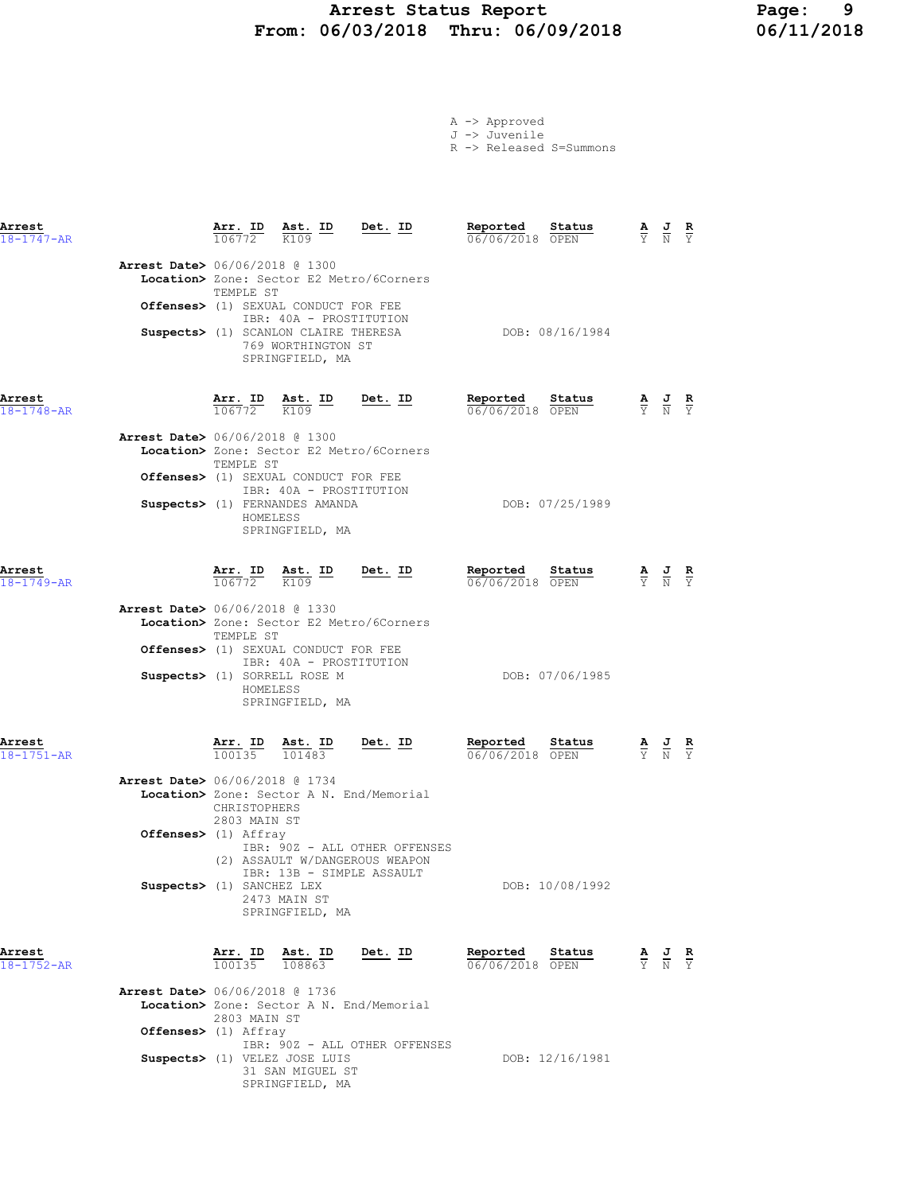# Arrest Status Report
## From: 06/03/2018 Thru: 06/09/2018

A -> Approved
J -> Juvenile
R -> Released S=Summons

| Arrest | Arr. ID | Ast. ID | Det. ID | Reported | Status | A | J | R |
|---|---|---|---|---|---|---|---|---|
| 18-1747-AR | 106772 | K109 | | 06/06/2018 | OPEN | Y | N | Y |

**Arrest Date>** 06/06/2018 @ 1300
**Location>** Zone: Sector E2 Metro/6Corners
TEMPLE ST
**Offenses>** (1) SEXUAL CONDUCT FOR FEE
IBR: 40A - PROSTITUTION
**Suspects>** (1) SCANLON CLAIRE THERESA — DOB: 08/16/1984
769 WORTHINGTON ST
SPRINGFIELD, MA

| Arrest | Arr. ID | Ast. ID | Det. ID | Reported | Status | A | J | R |
|---|---|---|---|---|---|---|---|---|
| 18-1748-AR | 106772 | K109 | | 06/06/2018 | OPEN | Y | N | Y |

**Arrest Date>** 06/06/2018 @ 1300
**Location>** Zone: Sector E2 Metro/6Corners
TEMPLE ST
**Offenses>** (1) SEXUAL CONDUCT FOR FEE
IBR: 40A - PROSTITUTION
**Suspects>** (1) FERNANDES AMANDA — DOB: 07/25/1989
HOMELESS
SPRINGFIELD, MA

| Arrest | Arr. ID | Ast. ID | Det. ID | Reported | Status | A | J | R |
|---|---|---|---|---|---|---|---|---|
| 18-1749-AR | 106772 | K109 | | 06/06/2018 | OPEN | Y | N | Y |

**Arrest Date>** 06/06/2018 @ 1330
**Location>** Zone: Sector E2 Metro/6Corners
TEMPLE ST
**Offenses>** (1) SEXUAL CONDUCT FOR FEE
IBR: 40A - PROSTITUTION
**Suspects>** (1) SORRELL ROSE M — DOB: 07/06/1985
HOMELESS
SPRINGFIELD, MA

| Arrest | Arr. ID | Ast. ID | Det. ID | Reported | Status | A | J | R |
|---|---|---|---|---|---|---|---|---|
| 18-1751-AR | 100135 | 101483 | | 06/06/2018 | OPEN | Y | N | Y |

**Arrest Date>** 06/06/2018 @ 1734
**Location>** Zone: Sector A N. End/Memorial
CHRISTOPHERS
2803 MAIN ST
**Offenses>** (1) Affray
IBR: 90Z - ALL OTHER OFFENSES
(2) ASSAULT W/DANGEROUS WEAPON
IBR: 13B - SIMPLE ASSAULT
**Suspects>** (1) SANCHEZ LEX — DOB: 10/08/1992
2473 MAIN ST
SPRINGFIELD, MA

| Arrest | Arr. ID | Ast. ID | Det. ID | Reported | Status | A | J | R |
|---|---|---|---|---|---|---|---|---|
| 18-1752-AR | 100135 | 108863 | | 06/06/2018 | OPEN | Y | N | Y |

**Arrest Date>** 06/06/2018 @ 1736
**Location>** Zone: Sector A N. End/Memorial
2803 MAIN ST
**Offenses>** (1) Affray
IBR: 90Z - ALL OTHER OFFENSES
**Suspects>** (1) VELEZ JOSE LUIS — DOB: 12/16/1981
31 SAN MIGUEL ST
SPRINGFIELD, MA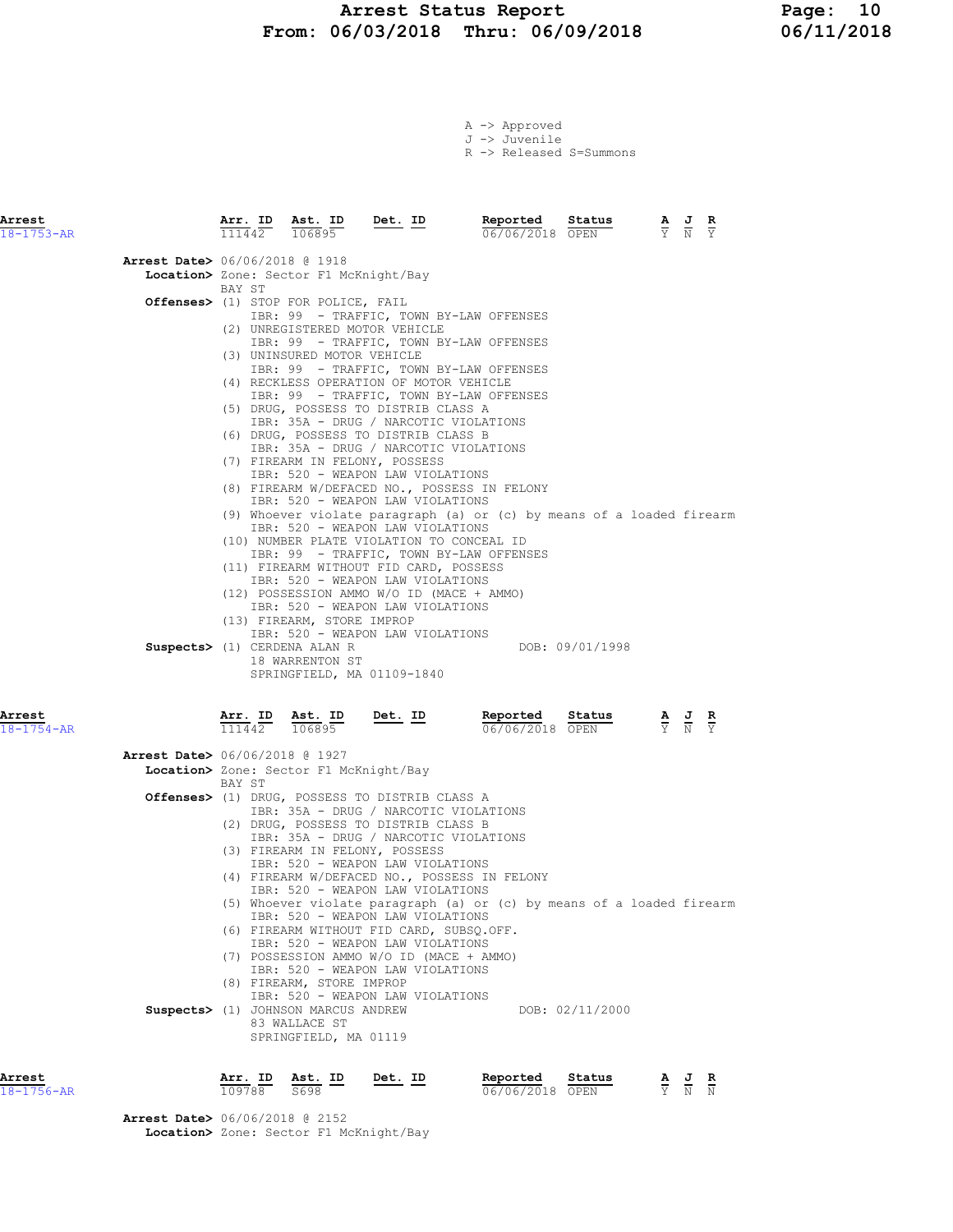# Arrest Status Report
## From: 06/03/2018 Thru: 06/09/2018

A -> Approved
J -> Juvenile
R -> Released S=Summons

| Arrest | Arr. ID | Ast. ID | Det. ID | Reported | Status | A | J | R |
|---|---|---|---|---|---|---|---|---|
| 18-1753-AR | 111442 | 106895 | | 06/06/2018 | OPEN | Y | N | Y |

**Arrest Date>** 06/06/2018 @ 1918
**Location>** Zone: Sector F1 McKnight/Bay
BAY ST
**Offenses>**
(1) STOP FOR POLICE, FAIL
IBR: 99 - TRAFFIC, TOWN BY-LAW OFFENSES
(2) UNREGISTERED MOTOR VEHICLE
IBR: 99 - TRAFFIC, TOWN BY-LAW OFFENSES
(3) UNINSURED MOTOR VEHICLE
IBR: 99 - TRAFFIC, TOWN BY-LAW OFFENSES
(4) RECKLESS OPERATION OF MOTOR VEHICLE
IBR: 99 - TRAFFIC, TOWN BY-LAW OFFENSES
(5) DRUG, POSSESS TO DISTRIB CLASS A
IBR: 35A - DRUG / NARCOTIC VIOLATIONS
(6) DRUG, POSSESS TO DISTRIB CLASS B
IBR: 35A - DRUG / NARCOTIC VIOLATIONS
(7) FIREARM IN FELONY, POSSESS
IBR: 520 - WEAPON LAW VIOLATIONS
(8) FIREARM W/DEFACED NO., POSSESS IN FELONY
IBR: 520 - WEAPON LAW VIOLATIONS
(9) Whoever violate paragraph (a) or (c) by means of a loaded firearm
IBR: 520 - WEAPON LAW VIOLATIONS
(10) NUMBER PLATE VIOLATION TO CONCEAL ID
IBR: 99 - TRAFFIC, TOWN BY-LAW OFFENSES
(11) FIREARM WITHOUT FID CARD, POSSESS
IBR: 520 - WEAPON LAW VIOLATIONS
(12) POSSESSION AMMO W/O ID (MACE + AMMO)
IBR: 520 - WEAPON LAW VIOLATIONS
(13) FIREARM, STORE IMPROP
IBR: 520 - WEAPON LAW VIOLATIONS

**Suspects>** (1) CERDENA ALAN R — DOB: 09/01/1998
18 WARRENTON ST
SPRINGFIELD, MA 01109-1840

| Arrest | Arr. ID | Ast. ID | Det. ID | Reported | Status | A | J | R |
|---|---|---|---|---|---|---|---|---|
| 18-1754-AR | 111442 | 106895 | | 06/06/2018 | OPEN | Y | N | Y |

**Arrest Date>** 06/06/2018 @ 1927
**Location>** Zone: Sector F1 McKnight/Bay
BAY ST
**Offenses>**
(1) DRUG, POSSESS TO DISTRIB CLASS A
IBR: 35A - DRUG / NARCOTIC VIOLATIONS
(2) DRUG, POSSESS TO DISTRIB CLASS B
IBR: 35A - DRUG / NARCOTIC VIOLATIONS
(3) FIREARM IN FELONY, POSSESS
IBR: 520 - WEAPON LAW VIOLATIONS
(4) FIREARM W/DEFACED NO., POSSESS IN FELONY
IBR: 520 - WEAPON LAW VIOLATIONS
(5) Whoever violate paragraph (a) or (c) by means of a loaded firearm
IBR: 520 - WEAPON LAW VIOLATIONS
(6) FIREARM WITHOUT FID CARD, SUBSQ.OFF.
IBR: 520 - WEAPON LAW VIOLATIONS
(7) POSSESSION AMMO W/O ID (MACE + AMMO)
IBR: 520 - WEAPON LAW VIOLATIONS
(8) FIREARM, STORE IMPROP
IBR: 520 - WEAPON LAW VIOLATIONS

**Suspects>** (1) JOHNSON MARCUS ANDREW — DOB: 02/11/2000
83 WALLACE ST
SPRINGFIELD, MA 01119

| Arrest | Arr. ID | Ast. ID | Det. ID | Reported | Status | A | J | R |
|---|---|---|---|---|---|---|---|---|
| 18-1756-AR | 109788 | S698 | | 06/06/2018 | OPEN | Y | N | N |

**Arrest Date>** 06/06/2018 @ 2152
**Location>** Zone: Sector F1 McKnight/Bay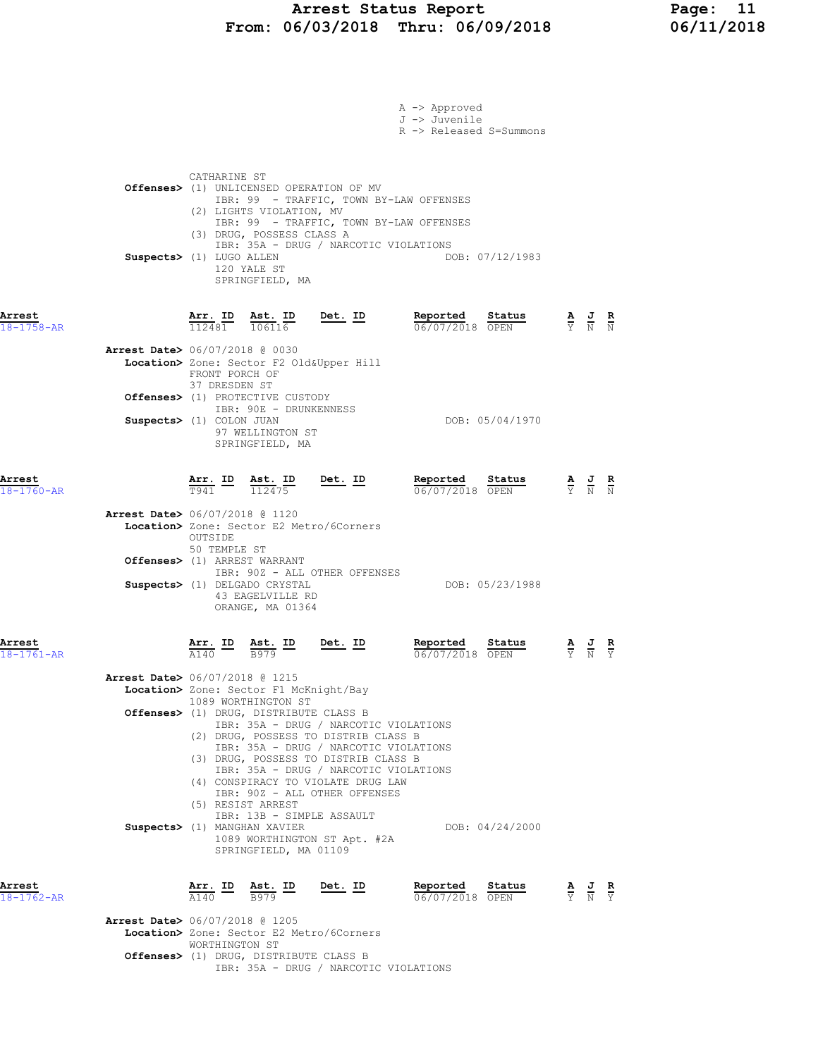A -> Approved
J -> Juvenile
R -> Released S=Summons

CATHARINE ST

**Offenses>** (1) UNLICENSED OPERATION OF MV
IBR: 99 - TRAFFIC, TOWN BY-LAW OFFENSES
(2) LIGHTS VIOLATION, MV
IBR: 99 - TRAFFIC, TOWN BY-LAW OFFENSES
(3) DRUG, POSSESS CLASS A
IBR: 35A - DRUG / NARCOTIC VIOLATIONS

**Suspects>** (1) LUGO ALLEN DOB: 07/12/1983
120 YALE ST
SPRINGFIELD, MA

| Arrest | Arr. ID | Ast. ID | Det. ID | Reported | Status | A | J | R |
|---|---|---|---|---|---|---|---|---|
| 18-1758-AR | 112481 | 106116 | | 06/07/2018 | OPEN | Y | N | N |

**Arrest Date>** 06/07/2018 @ 0030
**Location>** Zone: Sector F2 Old&Upper Hill
FRONT PORCH OF
37 DRESDEN ST
**Offenses>** (1) PROTECTIVE CUSTODY
IBR: 90E - DRUNKENNESS
**Suspects>** (1) COLON JUAN DOB: 05/04/1970
97 WELLINGTON ST
SPRINGFIELD, MA

| Arrest | Arr. ID | Ast. ID | Det. ID | Reported | Status | A | J | R |
|---|---|---|---|---|---|---|---|---|
| 18-1760-AR | T941 | 112475 | | 06/07/2018 | OPEN | Y | N | N |

**Arrest Date>** 06/07/2018 @ 1120
**Location>** Zone: Sector E2 Metro/6Corners
OUTSIDE
50 TEMPLE ST
**Offenses>** (1) ARREST WARRANT
IBR: 90Z - ALL OTHER OFFENSES
**Suspects>** (1) DELGADO CRYSTAL DOB: 05/23/1988
43 EAGELVILLE RD
ORANGE, MA 01364

| Arrest | Arr. ID | Ast. ID | Det. ID | Reported | Status | A | J | R |
|---|---|---|---|---|---|---|---|---|
| 18-1761-AR | A140 | B979 | | 06/07/2018 | OPEN | Y | N | Y |

**Arrest Date>** 06/07/2018 @ 1215
**Location>** Zone: Sector F1 McKnight/Bay
1089 WORTHINGTON ST
**Offenses>** (1) DRUG, DISTRIBUTE CLASS B
IBR: 35A - DRUG / NARCOTIC VIOLATIONS
(2) DRUG, POSSESS TO DISTRIB CLASS B
IBR: 35A - DRUG / NARCOTIC VIOLATIONS
(3) DRUG, POSSESS TO DISTRIB CLASS B
IBR: 35A - DRUG / NARCOTIC VIOLATIONS
(4) CONSPIRACY TO VIOLATE DRUG LAW
IBR: 90Z - ALL OTHER OFFENSES
(5) RESIST ARREST
IBR: 13B - SIMPLE ASSAULT
**Suspects>** (1) MANGHAN XAVIER DOB: 04/24/2000
1089 WORTHINGTON ST Apt. #2A
SPRINGFIELD, MA 01109

| Arrest | Arr. ID | Ast. ID | Det. ID | Reported | Status | A | J | R |
|---|---|---|---|---|---|---|---|---|
| 18-1762-AR | A140 | B979 | | 06/07/2018 | OPEN | Y | N | Y |

**Arrest Date>** 06/07/2018 @ 1205
**Location>** Zone: Sector E2 Metro/6Corners
WORTHINGTON ST
**Offenses>** (1) DRUG, DISTRIBUTE CLASS B
IBR: 35A - DRUG / NARCOTIC VIOLATIONS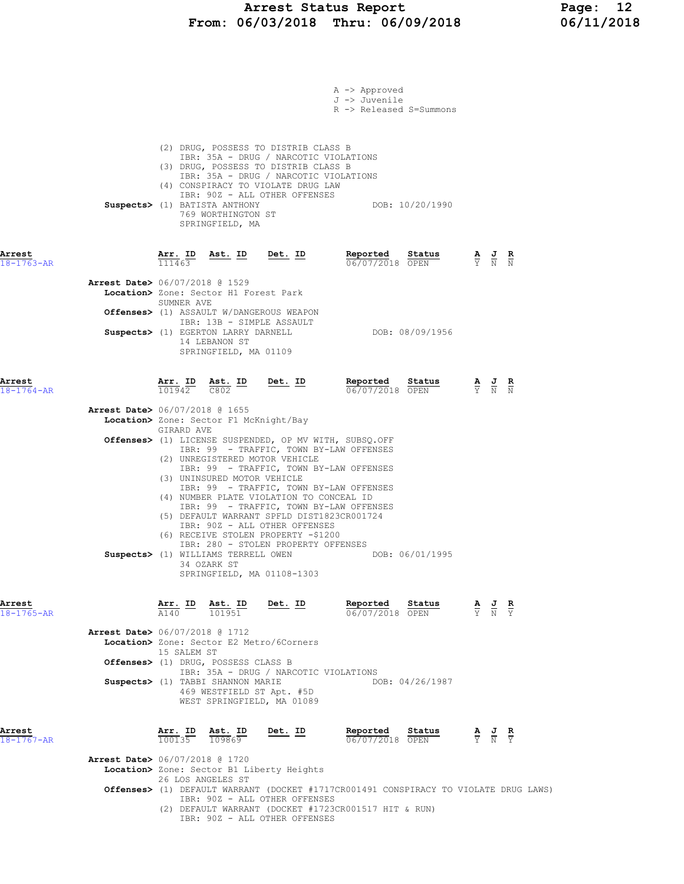A -> Approved
J -> Juvenile
R -> Released S=Summons

(2) DRUG, POSSESS TO DISTRIB CLASS B
IBR: 35A - DRUG / NARCOTIC VIOLATIONS
(3) DRUG, POSSESS TO DISTRIB CLASS B
IBR: 35A - DRUG / NARCOTIC VIOLATIONS
(4) CONSPIRACY TO VIOLATE DRUG LAW
IBR: 90Z - ALL OTHER OFFENSES

**Suspects>** (1) BATISTA ANTHONY DOB: 10/20/1990
769 WORTHINGTON ST
SPRINGFIELD, MA

---

**Arrest** 18-1763-AR

| Arr. ID | Ast. ID | Det. ID | Reported | Status | A | J | R |
|---|---|---|---|---|---|---|---|
| 111463 | | | 06/07/2018 | OPEN | Y | N | N |

**Arrest Date>** 06/07/2018 @ 1529
**Location>** Zone: Sector H1 Forest Park
SUMNER AVE
**Offenses>** (1) ASSAULT W/DANGEROUS WEAPON
IBR: 13B - SIMPLE ASSAULT
**Suspects>** (1) EGERTON LARRY DARNELL DOB: 08/09/1956
14 LEBANON ST
SPRINGFIELD, MA 01109

---

**Arrest** 18-1764-AR

| Arr. ID | Ast. ID | Det. ID | Reported | Status | A | J | R |
|---|---|---|---|---|---|---|---|
| 101942 | C802 | | 06/07/2018 | OPEN | Y | N | N |

**Arrest Date>** 06/07/2018 @ 1655
**Location>** Zone: Sector F1 McKnight/Bay
GIRARD AVE
**Offenses>** (1) LICENSE SUSPENDED, OP MV WITH, SUBSQ.OFF
IBR: 99 - TRAFFIC, TOWN BY-LAW OFFENSES
(2) UNREGISTERED MOTOR VEHICLE
IBR: 99 - TRAFFIC, TOWN BY-LAW OFFENSES
(3) UNINSURED MOTOR VEHICLE
IBR: 99 - TRAFFIC, TOWN BY-LAW OFFENSES
(4) NUMBER PLATE VIOLATION TO CONCEAL ID
IBR: 99 - TRAFFIC, TOWN BY-LAW OFFENSES
(5) DEFAULT WARRANT SPFLD DIST1823CR001724
IBR: 90Z - ALL OTHER OFFENSES
(6) RECEIVE STOLEN PROPERTY -$1200
IBR: 280 - STOLEN PROPERTY OFFENSES
**Suspects>** (1) WILLIAMS TERRELL OWEN DOB: 06/01/1995
34 OZARK ST
SPRINGFIELD, MA 01108-1303

---

**Arrest** 18-1765-AR

| Arr. ID | Ast. ID | Det. ID | Reported | Status | A | J | R |
|---|---|---|---|---|---|---|---|
| A140 | 101951 | | 06/07/2018 | OPEN | Y | N | Y |

**Arrest Date>** 06/07/2018 @ 1712
**Location>** Zone: Sector E2 Metro/6Corners
15 SALEM ST
**Offenses>** (1) DRUG, POSSESS CLASS B
IBR: 35A - DRUG / NARCOTIC VIOLATIONS
**Suspects>** (1) TABBI SHANNON MARIE DOB: 04/26/1987
469 WESTFIELD ST Apt. #5D
WEST SPRINGFIELD, MA 01089

---

**Arrest** 18-1767-AR

| Arr. ID | Ast. ID | Det. ID | Reported | Status | A | J | R |
|---|---|---|---|---|---|---|---|
| 100135 | 109869 | | 06/07/2018 | OPEN | Y | N | Y |

**Arrest Date>** 06/07/2018 @ 1720
**Location>** Zone: Sector B1 Liberty Heights
26 LOS ANGELES ST
**Offenses>** (1) DEFAULT WARRANT (DOCKET #1717CR001491 CONSPIRACY TO VIOLATE DRUG LAWS)
IBR: 90Z - ALL OTHER OFFENSES
(2) DEFAULT WARRANT (DOCKET #1723CR001517 HIT & RUN)
IBR: 90Z - ALL OTHER OFFENSES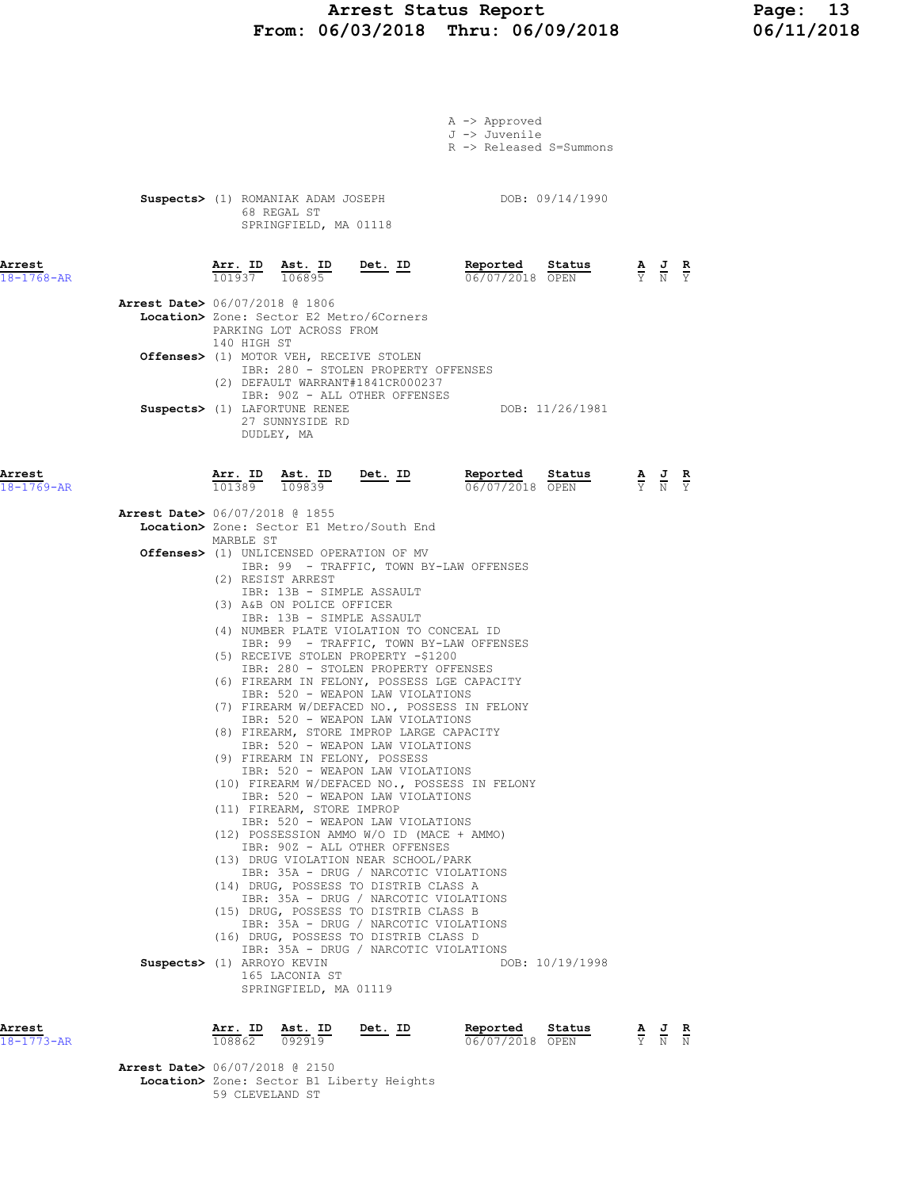A -> Approved
J -> Juvenile
R -> Released S=Summons

**Suspects>** (1) ROMANIAK ADAM JOSEPH DOB: 09/14/1990
68 REGAL ST
SPRINGFIELD, MA 01118

| Arrest | Arr. ID | Ast. ID | Det. ID | Reported | Status | A | J | R |
|---|---|---|---|---|---|---|---|---|
| 18-1768-AR | 101937 | 106895 | | 06/07/2018 | OPEN | Y | N | Y |

**Arrest Date>** 06/07/2018 @ 1806
**Location>** Zone: Sector E2 Metro/6Corners
PARKING LOT ACROSS FROM
140 HIGH ST
**Offenses>** (1) MOTOR VEH, RECEIVE STOLEN
IBR: 280 - STOLEN PROPERTY OFFENSES
(2) DEFAULT WARRANT#1841CR000237
IBR: 90Z - ALL OTHER OFFENSES
**Suspects>** (1) LAFORTUNE RENEE DOB: 11/26/1981
27 SUNNYSIDE RD
DUDLEY, MA

| Arrest | Arr. ID | Ast. ID | Det. ID | Reported | Status | A | J | R |
|---|---|---|---|---|---|---|---|---|
| 18-1769-AR | 101389 | 109839 | | 06/07/2018 | OPEN | Y | N | Y |

**Arrest Date>** 06/07/2018 @ 1855
**Location>** Zone: Sector E1 Metro/South End
MARBLE ST
**Offenses>** (1) UNLICENSED OPERATION OF MV
IBR: 99 - TRAFFIC, TOWN BY-LAW OFFENSES
(2) RESIST ARREST
IBR: 13B - SIMPLE ASSAULT
(3) A&B ON POLICE OFFICER
IBR: 13B - SIMPLE ASSAULT
(4) NUMBER PLATE VIOLATION TO CONCEAL ID
IBR: 99 - TRAFFIC, TOWN BY-LAW OFFENSES
(5) RECEIVE STOLEN PROPERTY -$1200
IBR: 280 - STOLEN PROPERTY OFFENSES
(6) FIREARM IN FELONY, POSSESS LGE CAPACITY
IBR: 520 - WEAPON LAW VIOLATIONS
(7) FIREARM W/DEFACED NO., POSSESS IN FELONY
IBR: 520 - WEAPON LAW VIOLATIONS
(8) FIREARM, STORE IMPROP LARGE CAPACITY
IBR: 520 - WEAPON LAW VIOLATIONS
(9) FIREARM IN FELONY, POSSESS
IBR: 520 - WEAPON LAW VIOLATIONS
(10) FIREARM W/DEFACED NO., POSSESS IN FELONY
IBR: 520 - WEAPON LAW VIOLATIONS
(11) FIREARM, STORE IMPROP
IBR: 520 - WEAPON LAW VIOLATIONS
(12) POSSESSION AMMO W/O ID (MACE + AMMO)
IBR: 90Z - ALL OTHER OFFENSES
(13) DRUG VIOLATION NEAR SCHOOL/PARK
IBR: 35A - DRUG / NARCOTIC VIOLATIONS
(14) DRUG, POSSESS TO DISTRIB CLASS A
IBR: 35A - DRUG / NARCOTIC VIOLATIONS
(15) DRUG, POSSESS TO DISTRIB CLASS B
IBR: 35A - DRUG / NARCOTIC VIOLATIONS
(16) DRUG, POSSESS TO DISTRIB CLASS D
IBR: 35A - DRUG / NARCOTIC VIOLATIONS
**Suspects>** (1) ARROYO KEVIN DOB: 10/19/1998
165 LACONIA ST
SPRINGFIELD, MA 01119

| Arrest | Arr. ID | Ast. ID | Det. ID | Reported | Status | A | J | R |
|---|---|---|---|---|---|---|---|---|
| 18-1773-AR | 108862 | 092919 | | 06/07/2018 | OPEN | Y | N | N |

**Arrest Date>** 06/07/2018 @ 2150
**Location>** Zone: Sector B1 Liberty Heights
59 CLEVELAND ST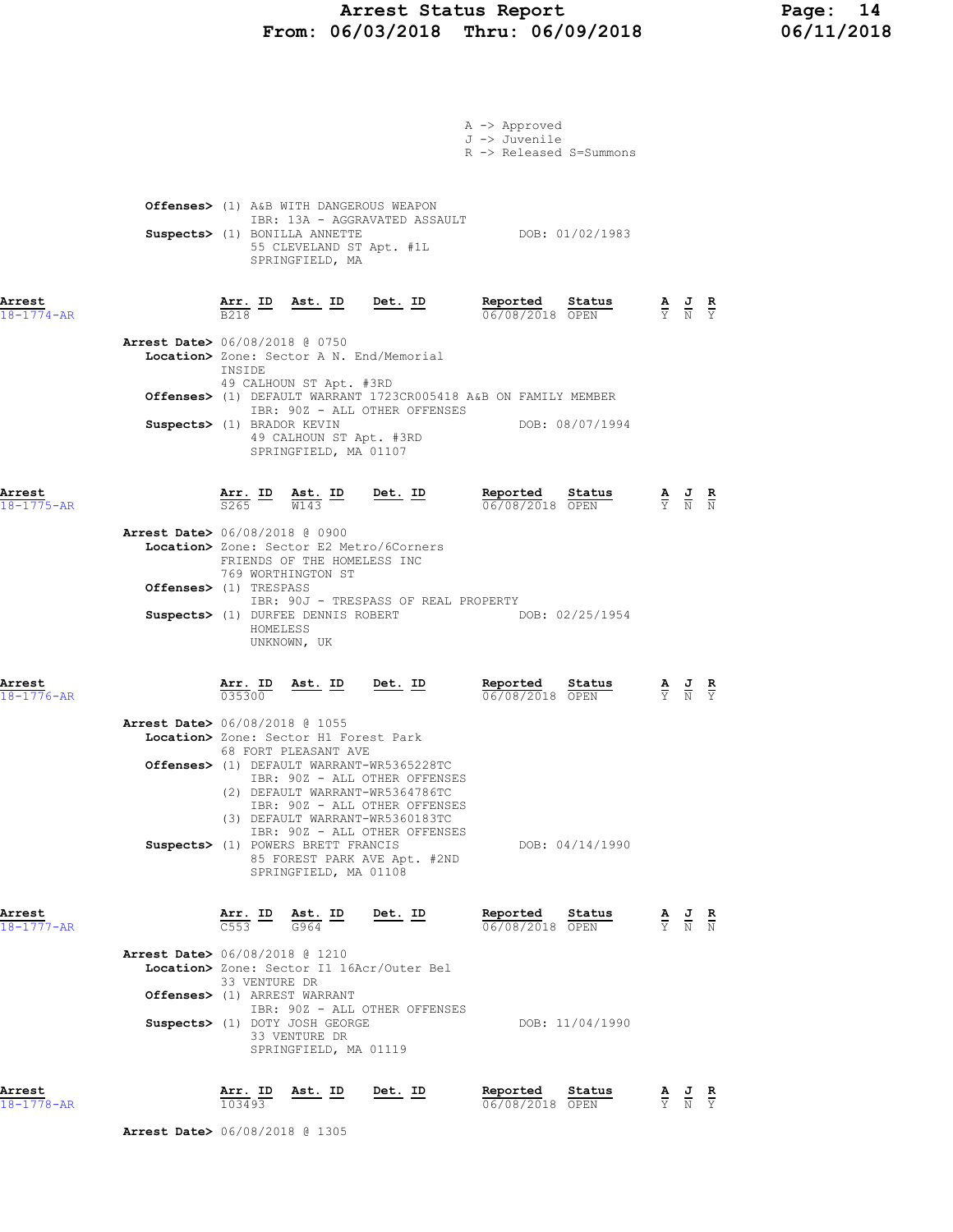A -> Approved
J -> Juvenile
R -> Released S=Summons

**Offenses>** (1) A&B WITH DANGEROUS WEAPON
IBR: 13A - AGGRAVATED ASSAULT
**Suspects>** (1) BONILLA ANNETTE DOB: 01/02/1983
55 CLEVELAND ST Apt. #1L
SPRINGFIELD, MA

| Arrest | Arr. ID | Ast. ID | Det. ID | Reported | Status | A | J | R |
|---|---|---|---|---|---|---|---|---|
| 18-1774-AR | B218 | | | 06/08/2018 | OPEN | Y | N | Y |

**Arrest Date>** 06/08/2018 @ 0750
**Location>** Zone: Sector A N. End/Memorial
INSIDE
49 CALHOUN ST Apt. #3RD
**Offenses>** (1) DEFAULT WARRANT 1723CR005418 A&B ON FAMILY MEMBER
IBR: 90Z - ALL OTHER OFFENSES
**Suspects>** (1) BRADOR KEVIN DOB: 08/07/1994
49 CALHOUN ST Apt. #3RD
SPRINGFIELD, MA 01107

| Arrest | Arr. ID | Ast. ID | Det. ID | Reported | Status | A | J | R |
|---|---|---|---|---|---|---|---|---|
| 18-1775-AR | S265 | W143 | | 06/08/2018 | OPEN | Y | N | N |

**Arrest Date>** 06/08/2018 @ 0900
**Location>** Zone: Sector E2 Metro/6Corners
FRIENDS OF THE HOMELESS INC
769 WORTHINGTON ST
**Offenses>** (1) TRESPASS
IBR: 90J - TRESPASS OF REAL PROPERTY
**Suspects>** (1) DURFEE DENNIS ROBERT DOB: 02/25/1954
HOMELESS
UNKNOWN, UK

| Arrest | Arr. ID | Ast. ID | Det. ID | Reported | Status | A | J | R |
|---|---|---|---|---|---|---|---|---|
| 18-1776-AR | 035300 | | | 06/08/2018 | OPEN | Y | N | Y |

**Arrest Date>** 06/08/2018 @ 1055
**Location>** Zone: Sector H1 Forest Park
68 FORT PLEASANT AVE
**Offenses>** (1) DEFAULT WARRANT-WR5365228TC
IBR: 90Z - ALL OTHER OFFENSES
(2) DEFAULT WARRANT-WR5364786TC
IBR: 90Z - ALL OTHER OFFENSES
(3) DEFAULT WARRANT-WR5360183TC
IBR: 90Z - ALL OTHER OFFENSES
**Suspects>** (1) POWERS BRETT FRANCIS DOB: 04/14/1990
85 FOREST PARK AVE Apt. #2ND
SPRINGFIELD, MA 01108

| Arrest | Arr. ID | Ast. ID | Det. ID | Reported | Status | A | J | R |
|---|---|---|---|---|---|---|---|---|
| 18-1777-AR | C553 | G964 | | 06/08/2018 | OPEN | Y | N | N |

**Arrest Date>** 06/08/2018 @ 1210
**Location>** Zone: Sector I1 16Acr/Outer Bel
33 VENTURE DR
**Offenses>** (1) ARREST WARRANT
IBR: 90Z - ALL OTHER OFFENSES
**Suspects>** (1) DOTY JOSH GEORGE DOB: 11/04/1990
33 VENTURE DR
SPRINGFIELD, MA 01119

| Arrest | Arr. ID | Ast. ID | Det. ID | Reported | Status | A | J | R |
|---|---|---|---|---|---|---|---|---|
| 18-1778-AR | 103493 | | | 06/08/2018 | OPEN | Y | N | Y |

**Arrest Date>** 06/08/2018 @ 1305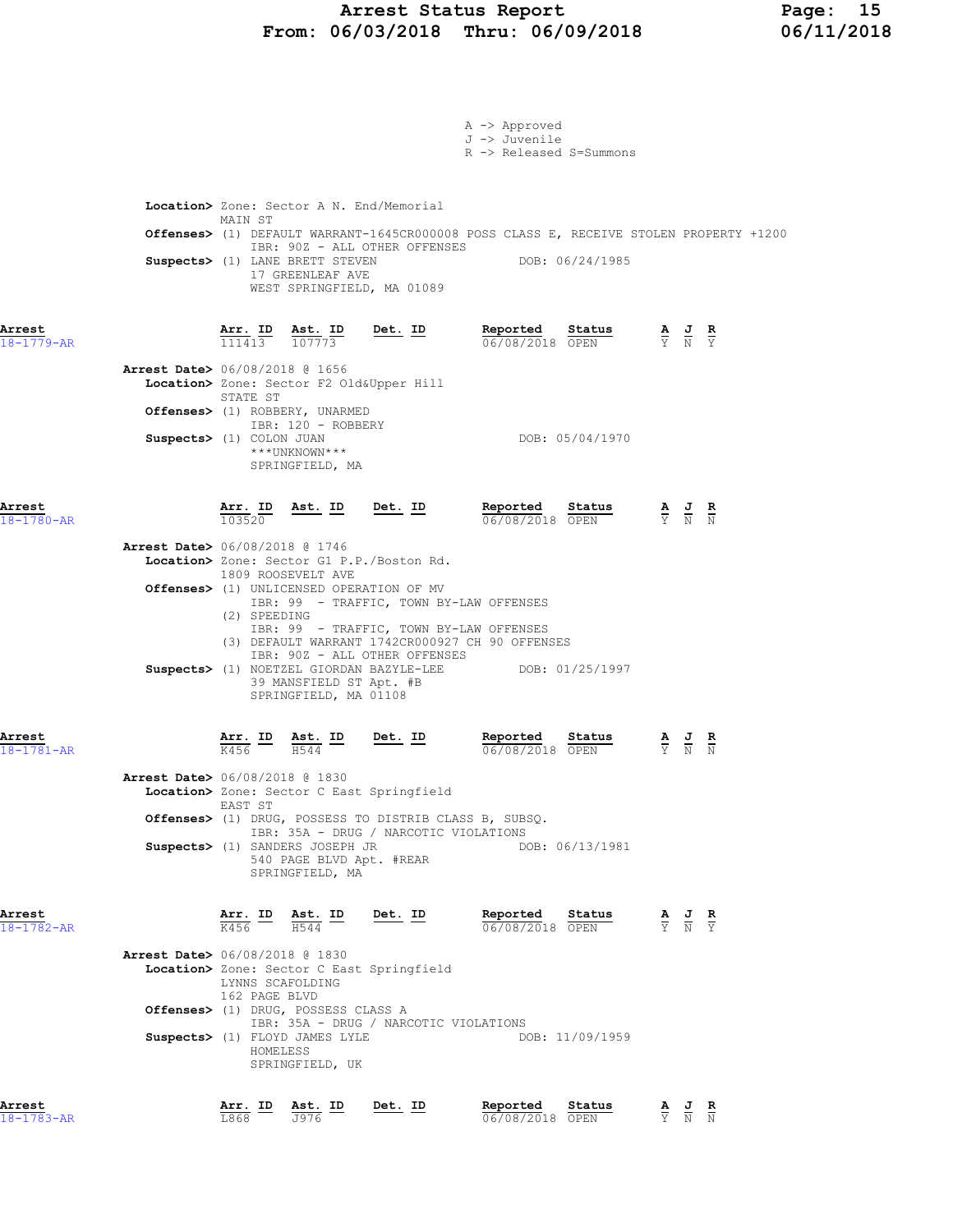A -> Approved
J -> Juvenile
R -> Released S=Summons

**Location>** Zone: Sector A N. End/Memorial
MAIN ST
**Offenses>** (1) DEFAULT WARRANT-1645CR000008 POSS CLASS E, RECEIVE STOLEN PROPERTY +1200
IBR: 90Z - ALL OTHER OFFENSES
**Suspects>** (1) LANE BRETT STEVEN — DOB: 06/24/1985
17 GREENLEAF AVE
WEST SPRINGFIELD, MA 01089

---

**Arrest** 18-1779-AR

| Arr. ID | Ast. ID | Det. ID | Reported | Status | A | J | R |
|---|---|---|---|---|---|---|---|
| 111413 | 107773 | | 06/08/2018 | OPEN | Y | N | Y |

**Arrest Date>** 06/08/2018 @ 1656
**Location>** Zone: Sector F2 Old&Upper Hill
STATE ST
**Offenses>** (1) ROBBERY, UNARMED
IBR: 120 - ROBBERY
**Suspects>** (1) COLON JUAN — DOB: 05/04/1970
\*\*\*UNKNOWN\*\*\*
SPRINGFIELD, MA

---

**Arrest** 18-1780-AR

| Arr. ID | Ast. ID | Det. ID | Reported | Status | A | J | R |
|---|---|---|---|---|---|---|---|
| 103520 | | | 06/08/2018 | OPEN | Y | N | N |

**Arrest Date>** 06/08/2018 @ 1746
**Location>** Zone: Sector G1 P.P./Boston Rd.
1809 ROOSEVELT AVE
**Offenses>** (1) UNLICENSED OPERATION OF MV
IBR: 99 - TRAFFIC, TOWN BY-LAW OFFENSES
(2) SPEEDING
IBR: 99 - TRAFFIC, TOWN BY-LAW OFFENSES
(3) DEFAULT WARRANT 1742CR000927 CH 90 OFFENSES
IBR: 90Z - ALL OTHER OFFENSES
**Suspects>** (1) NOETZEL GIORDAN BAZYLE-LEE — DOB: 01/25/1997
39 MANSFIELD ST Apt. #B
SPRINGFIELD, MA 01108

---

**Arrest** 18-1781-AR

| Arr. ID | Ast. ID | Det. ID | Reported | Status | A | J | R |
|---|---|---|---|---|---|---|---|
| K456 | H544 | | 06/08/2018 | OPEN | Y | N | N |

**Arrest Date>** 06/08/2018 @ 1830
**Location>** Zone: Sector C East Springfield
EAST ST
**Offenses>** (1) DRUG, POSSESS TO DISTRIB CLASS B, SUBSQ.
IBR: 35A - DRUG / NARCOTIC VIOLATIONS
**Suspects>** (1) SANDERS JOSEPH JR — DOB: 06/13/1981
540 PAGE BLVD Apt. #REAR
SPRINGFIELD, MA

---

**Arrest** 18-1782-AR

| Arr. ID | Ast. ID | Det. ID | Reported | Status | A | J | R |
|---|---|---|---|---|---|---|---|
| K456 | H544 | | 06/08/2018 | OPEN | Y | N | Y |

**Arrest Date>** 06/08/2018 @ 1830
**Location>** Zone: Sector C East Springfield
LYNNS SCAFOLDING
162 PAGE BLVD
**Offenses>** (1) DRUG, POSSESS CLASS A
IBR: 35A - DRUG / NARCOTIC VIOLATIONS
**Suspects>** (1) FLOYD JAMES LYLE — DOB: 11/09/1959
HOMELESS
SPRINGFIELD, UK

---

**Arrest** 18-1783-AR

| Arr. ID | Ast. ID | Det. ID | Reported | Status | A | J | R |
|---|---|---|---|---|---|---|---|
| L868 | J976 | | 06/08/2018 | OPEN | Y | N | N |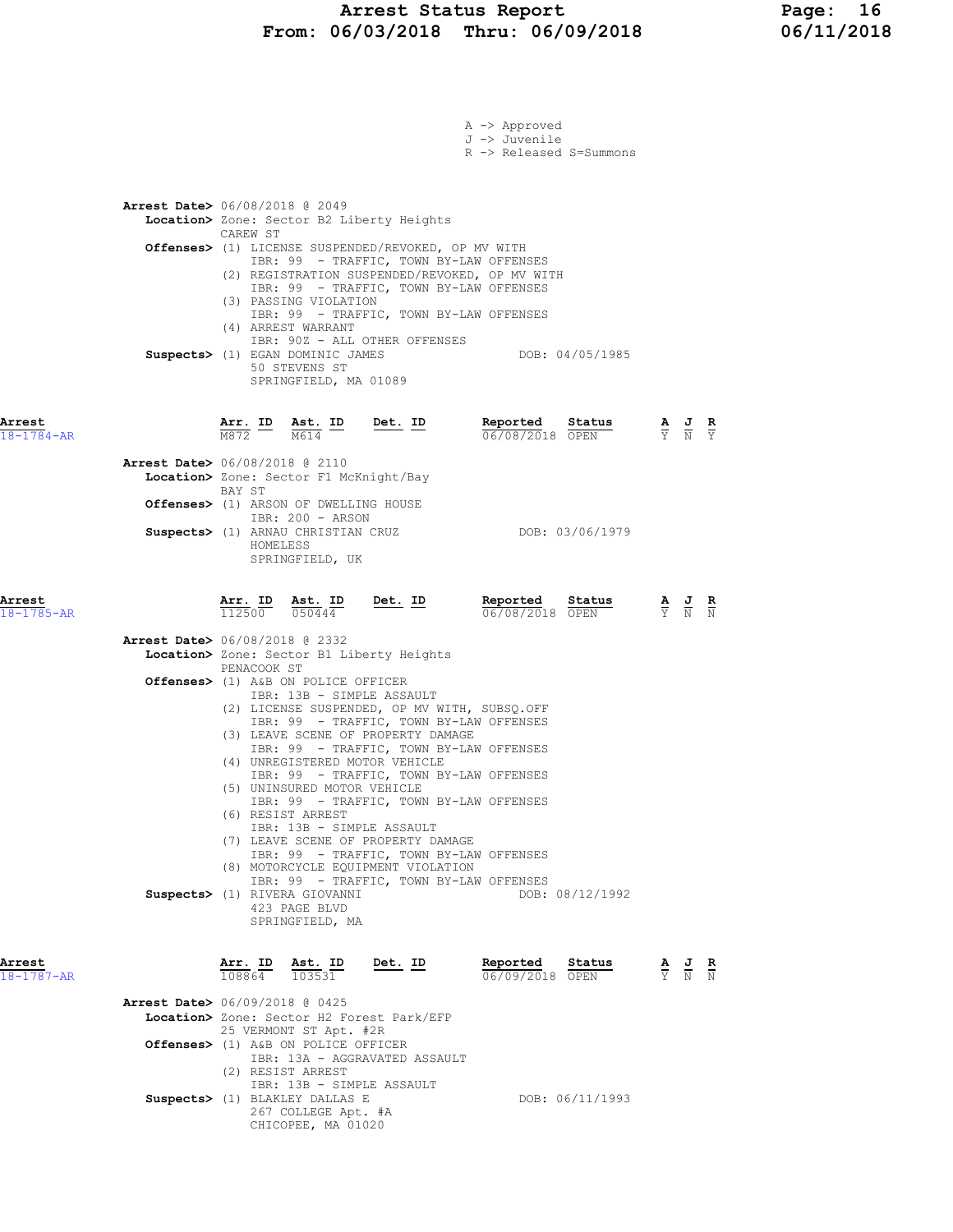A -> Approved
J -> Juvenile
R -> Released S=Summons

**Arrest Date>** 06/08/2018 @ 2049
**Location>** Zone: Sector B2 Liberty Heights
CAREW ST
**Offenses>** (1) LICENSE SUSPENDED/REVOKED, OP MV WITH
IBR: 99 - TRAFFIC, TOWN BY-LAW OFFENSES
(2) REGISTRATION SUSPENDED/REVOKED, OP MV WITH
IBR: 99 - TRAFFIC, TOWN BY-LAW OFFENSES
(3) PASSING VIOLATION
IBR: 99 - TRAFFIC, TOWN BY-LAW OFFENSES
(4) ARREST WARRANT
IBR: 90Z - ALL OTHER OFFENSES
**Suspects>** (1) EGAN DOMINIC JAMES DOB: 04/05/1985
50 STEVENS ST
SPRINGFIELD, MA 01089

| Arrest | Arr. ID | Ast. ID | Det. ID | Reported | Status | A | J | R |
|---|---|---|---|---|---|---|---|---|
| 18-1784-AR | M872 | M614 | | 06/08/2018 | OPEN | Y | N | Y |

**Arrest Date>** 06/08/2018 @ 2110
**Location>** Zone: Sector F1 McKnight/Bay
BAY ST
**Offenses>** (1) ARSON OF DWELLING HOUSE
IBR: 200 - ARSON
**Suspects>** (1) ARNAU CHRISTIAN CRUZ DOB: 03/06/1979
HOMELESS
SPRINGFIELD, UK

| Arrest | Arr. ID | Ast. ID | Det. ID | Reported | Status | A | J | R |
|---|---|---|---|---|---|---|---|---|
| 18-1785-AR | 112500 | 050444 | | 06/08/2018 | OPEN | Y | N | N |

**Arrest Date>** 06/08/2018 @ 2332
**Location>** Zone: Sector B1 Liberty Heights
PENACOOK ST
**Offenses>** (1) A&B ON POLICE OFFICER
IBR: 13B - SIMPLE ASSAULT
(2) LICENSE SUSPENDED, OP MV WITH, SUBSQ.OFF
IBR: 99 - TRAFFIC, TOWN BY-LAW OFFENSES
(3) LEAVE SCENE OF PROPERTY DAMAGE
IBR: 99 - TRAFFIC, TOWN BY-LAW OFFENSES
(4) UNREGISTERED MOTOR VEHICLE
IBR: 99 - TRAFFIC, TOWN BY-LAW OFFENSES
(5) UNINSURED MOTOR VEHICLE
IBR: 99 - TRAFFIC, TOWN BY-LAW OFFENSES
(6) RESIST ARREST
IBR: 13B - SIMPLE ASSAULT
(7) LEAVE SCENE OF PROPERTY DAMAGE
IBR: 99 - TRAFFIC, TOWN BY-LAW OFFENSES
(8) MOTORCYCLE EQUIPMENT VIOLATION
IBR: 99 - TRAFFIC, TOWN BY-LAW OFFENSES
**Suspects>** (1) RIVERA GIOVANNI DOB: 08/12/1992
423 PAGE BLVD
SPRINGFIELD, MA

| Arrest | Arr. ID | Ast. ID | Det. ID | Reported | Status | A | J | R |
|---|---|---|---|---|---|---|---|---|
| 18-1787-AR | 108864 | 103531 | | 06/09/2018 | OPEN | Y | N | N |

**Arrest Date>** 06/09/2018 @ 0425
**Location>** Zone: Sector H2 Forest Park/EFP
25 VERMONT ST Apt. #2R
**Offenses>** (1) A&B ON POLICE OFFICER
IBR: 13A - AGGRAVATED ASSAULT
(2) RESIST ARREST
IBR: 13B - SIMPLE ASSAULT
**Suspects>** (1) BLAKLEY DALLAS E DOB: 06/11/1993
267 COLLEGE Apt. #A
CHICOPEE, MA 01020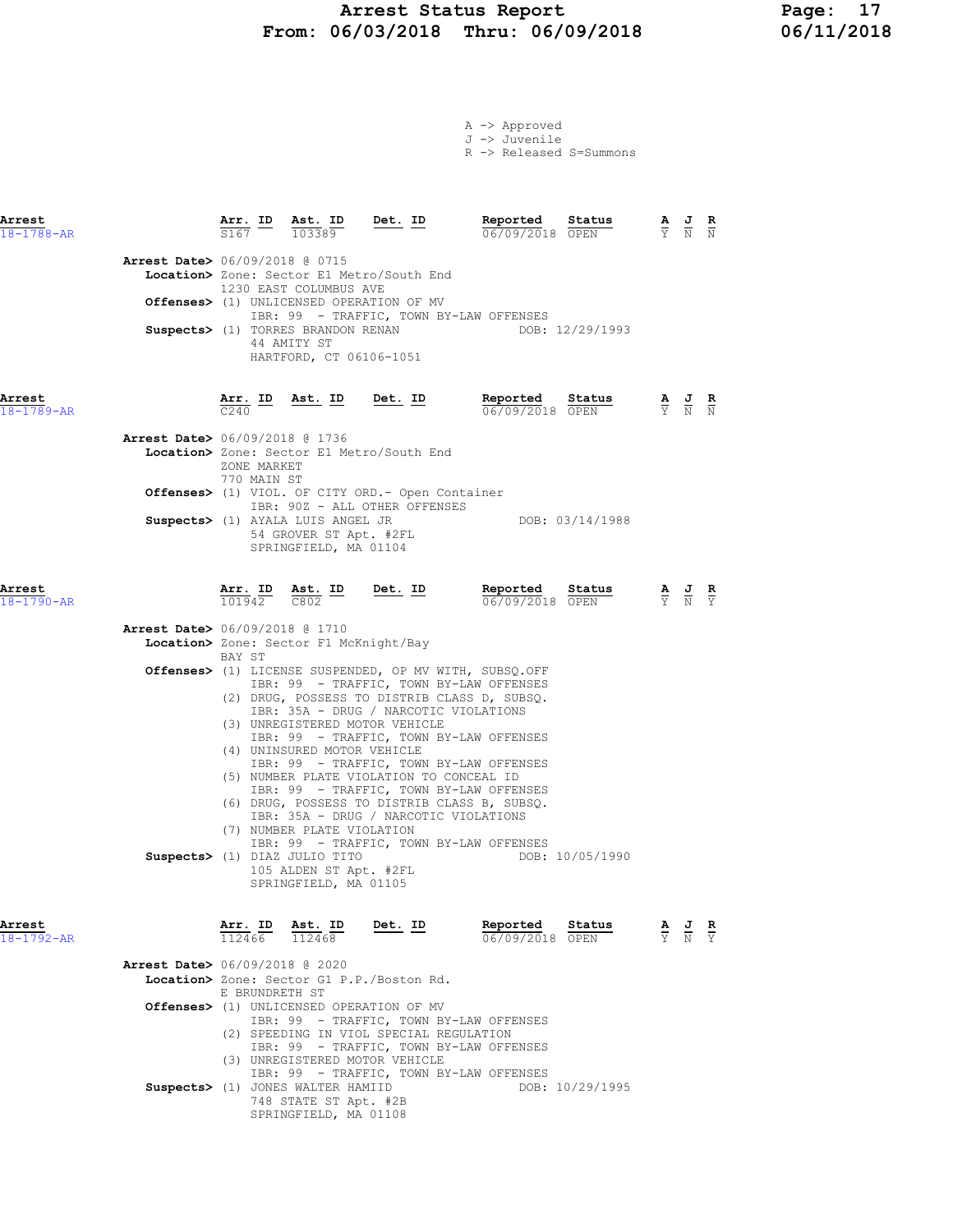# Arrest Status Report
## From: 06/03/2018 Thru: 06/09/2018

A -> Approved
J -> Juvenile
R -> Released S=Summons

---

| Arrest | Arr. ID | Ast. ID | Det. ID | Reported | Status | A | J | R |
|---|---|---|---|---|---|---|---|---|
| 18-1788-AR | S167 | 103389 | | 06/09/2018 | OPEN | Y | N | N |

**Arrest Date>** 06/09/2018 @ 0715
**Location>** Zone: Sector E1 Metro/South End
1230 EAST COLUMBUS AVE
**Offenses>** (1) UNLICENSED OPERATION OF MV
IBR: 99 - TRAFFIC, TOWN BY-LAW OFFENSES
**Suspects>** (1) TORRES BRANDON RENAN DOB: 12/29/1993
44 AMITY ST
HARTFORD, CT 06106-1051

---

| Arrest | Arr. ID | Ast. ID | Det. ID | Reported | Status | A | J | R |
|---|---|---|---|---|---|---|---|---|
| 18-1789-AR | C240 | | | 06/09/2018 | OPEN | Y | N | N |

**Arrest Date>** 06/09/2018 @ 1736
**Location>** Zone: Sector E1 Metro/South End
ZONE MARKET
770 MAIN ST
**Offenses>** (1) VIOL. OF CITY ORD.- Open Container
IBR: 90Z - ALL OTHER OFFENSES
**Suspects>** (1) AYALA LUIS ANGEL JR DOB: 03/14/1988
54 GROVER ST Apt. #2FL
SPRINGFIELD, MA 01104

---

| Arrest | Arr. ID | Ast. ID | Det. ID | Reported | Status | A | J | R |
|---|---|---|---|---|---|---|---|---|
| 18-1790-AR | 101942 | C802 | | 06/09/2018 | OPEN | Y | N | Y |

**Arrest Date>** 06/09/2018 @ 1710
**Location>** Zone: Sector F1 McKnight/Bay
BAY ST
**Offenses>** (1) LICENSE SUSPENDED, OP MV WITH, SUBSQ.OFF
IBR: 99 - TRAFFIC, TOWN BY-LAW OFFENSES
(2) DRUG, POSSESS TO DISTRIB CLASS D, SUBSQ.
IBR: 35A - DRUG / NARCOTIC VIOLATIONS
(3) UNREGISTERED MOTOR VEHICLE
IBR: 99 - TRAFFIC, TOWN BY-LAW OFFENSES
(4) UNINSURED MOTOR VEHICLE
IBR: 99 - TRAFFIC, TOWN BY-LAW OFFENSES
(5) NUMBER PLATE VIOLATION TO CONCEAL ID
IBR: 99 - TRAFFIC, TOWN BY-LAW OFFENSES
(6) DRUG, POSSESS TO DISTRIB CLASS B, SUBSQ.
IBR: 35A - DRUG / NARCOTIC VIOLATIONS
(7) NUMBER PLATE VIOLATION
IBR: 99 - TRAFFIC, TOWN BY-LAW OFFENSES
**Suspects>** (1) DIAZ JULIO TITO DOB: 10/05/1990
105 ALDEN ST Apt. #2FL
SPRINGFIELD, MA 01105

---

| Arrest | Arr. ID | Ast. ID | Det. ID | Reported | Status | A | J | R |
|---|---|---|---|---|---|---|---|---|
| 18-1792-AR | 112466 | 112468 | | 06/09/2018 | OPEN | Y | N | Y |

**Arrest Date>** 06/09/2018 @ 2020
**Location>** Zone: Sector G1 P.P./Boston Rd.
E BRUNDRETH ST
**Offenses>** (1) UNLICENSED OPERATION OF MV
IBR: 99 - TRAFFIC, TOWN BY-LAW OFFENSES
(2) SPEEDING IN VIOL SPECIAL REGULATION
IBR: 99 - TRAFFIC, TOWN BY-LAW OFFENSES
(3) UNREGISTERED MOTOR VEHICLE
IBR: 99 - TRAFFIC, TOWN BY-LAW OFFENSES
**Suspects>** (1) JONES WALTER HAMIID DOB: 10/29/1995
748 STATE ST Apt. #2B
SPRINGFIELD, MA 01108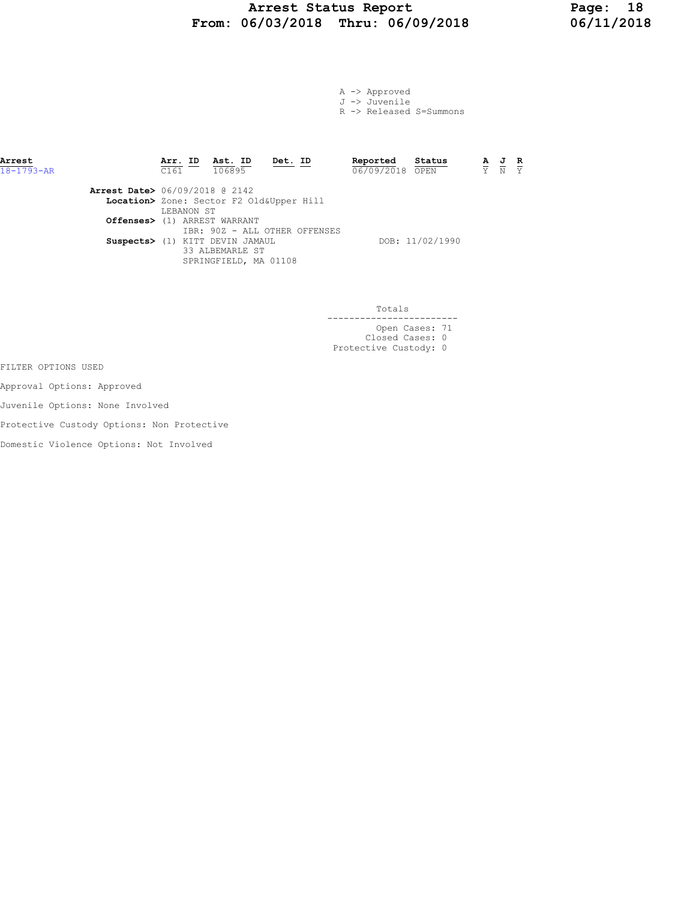A -> Approved
J -> Juvenile
R -> Released S=Summons

| Arrest | Arr. ID | Ast. ID | Det. ID | Reported | Status | A | J | R |
|---|---|---|---|---|---|---|---|---|
| 18-1793-AR | C161 | 106895 | | 06/09/2018 | OPEN | Y | N | Y |

**Arrest Date>** 06/09/2018 @ 2142
**Location>** Zone: Sector F2 Old&Upper Hill
LEBANON ST
**Offenses>** (1) ARREST WARRANT
IBR: 90Z - ALL OTHER OFFENSES
**Suspects>** (1) KITT DEVIN JAMAUL DOB: 11/02/1990
33 ALBEMARLE ST
SPRINGFIELD, MA 01108

Totals

Open Cases: 71
Closed Cases: 0
Protective Custody: 0

FILTER OPTIONS USED

Approval Options: Approved

Juvenile Options: None Involved

Protective Custody Options: Non Protective

Domestic Violence Options: Not Involved